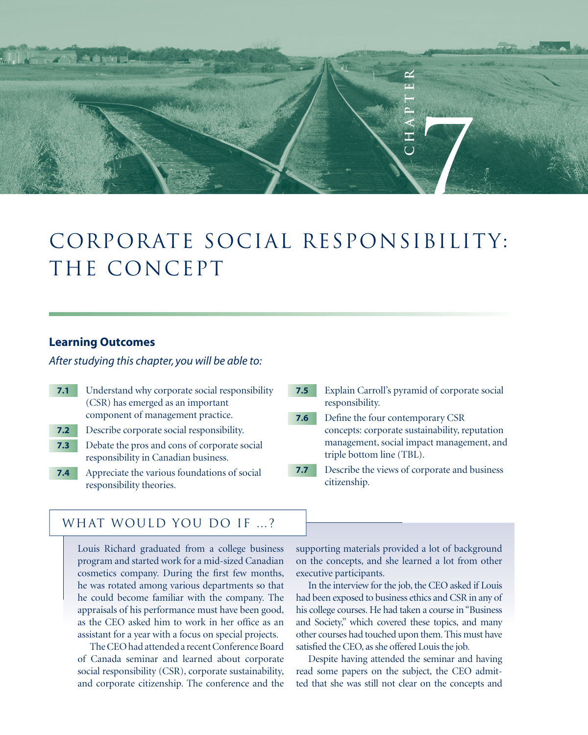# CHAPTER 7

# CORPORATE SOCIAL RESPONSIBILITY: THE CONCEPT

## Learning Outcomes

*After studying this chapter, you will be able to:*

- **7.1** Understand why corporate social responsibility (CSR) has emerged as an important component of management practice.
- **7.2** Describe corporate social responsibility.
- **7.3** Debate the pros and cons of corporate social responsibility in Canadian business.
- **7.4** Appreciate the various foundations of social responsibility theories.
- **7.5** Explain Carroll's pyramid of corporate social responsibility.
- **7.6** Define the four contemporary CSR concepts: corporate sustainability, reputation management, social impact management, and triple bottom line (TBL).
- **7.7** Describe the views of corporate and business citizenship.

## WHAT WOULD YOU DO IF ...?

Louis Richard graduated from a college business program and started work for a mid-sized Canadian cosmetics company. During the first few months, he was rotated among various departments so that he could become familiar with the company. The appraisals of his performance must have been good, as the CEO asked him to work in her office as an assistant for a year with a focus on special projects.

The CEO had attended a recent Conference Board of Canada seminar and learned about corporate social responsibility (CSR), corporate sustainability, and corporate citizenship. The conference and the supporting materials provided a lot of background on the concepts, and she learned a lot from other executive participants.

In the interview for the job, the CEO asked if Louis had been exposed to business ethics and CSR in any of his college courses. He had taken a course in "Business and Society," which covered these topics, and many other courses had touched upon them. This must have satisfied the CEO, as she offered Louis the job.

Despite having attended the seminar and having read some papers on the subject, the CEO admitted that she was still not clear on the concepts and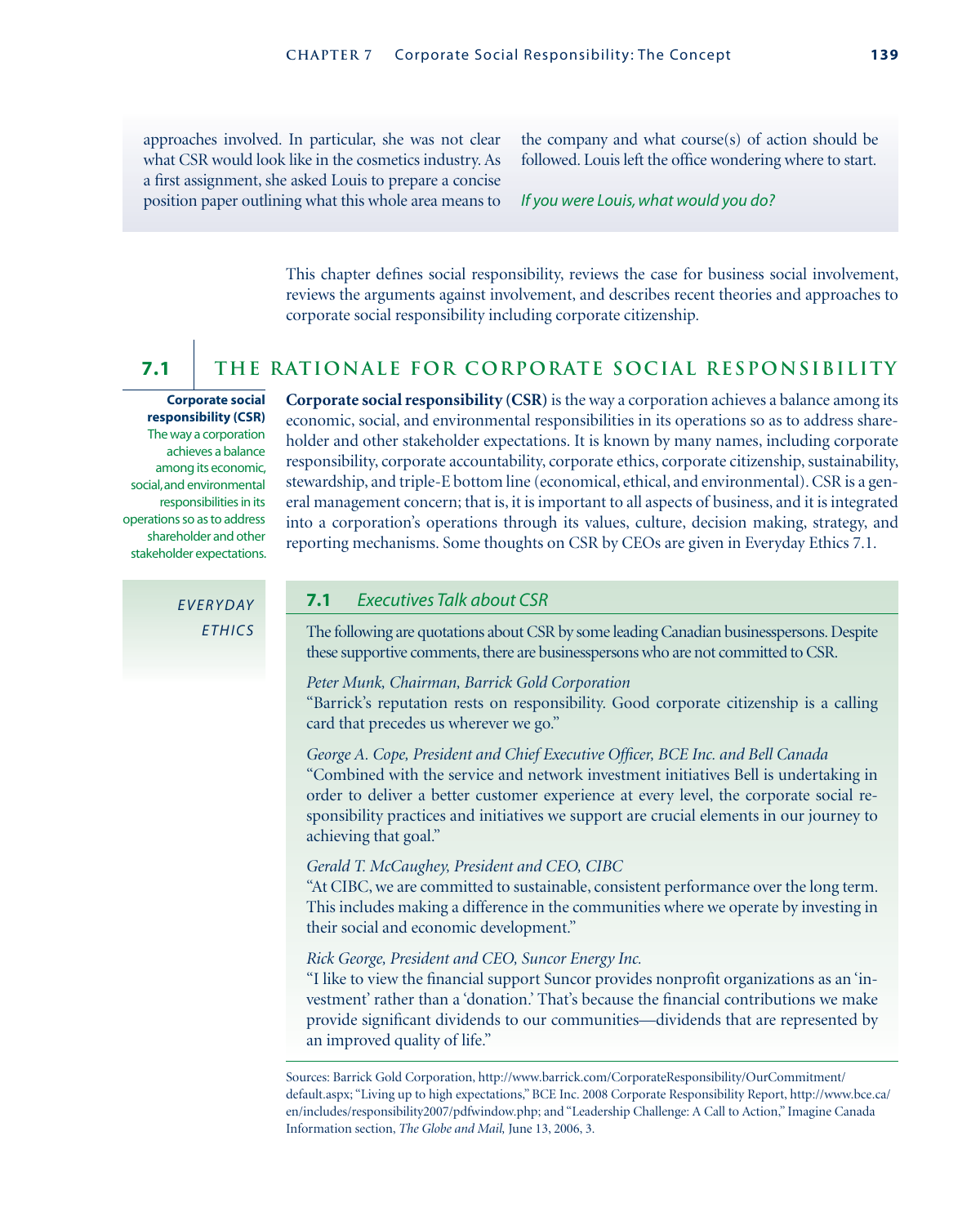approaches involved. In particular, she was not clear what CSR would look like in the cosmetics industry. As a first assignment, she asked Louis to prepare a concise position paper outlining what this whole area means to the company and what course(s) of action should be followed. Louis left the office wondering where to start.

*If you were Louis, what would you do?*

This chapter defines social responsibility, reviews the case for business social involvement, reviews the arguments against involvement, and describes recent theories and approaches to corporate social responsibility including corporate citizenship.

## 7.1 THE RATIONALE FOR CORPORATE SOCIAL RESPONSIBILITY

**Corporate social responsibility (CSR)** The way a corporation achieves a balance among its economic, social, and environmental responsibilities in its operations so as to address shareholder and other stakeholder expectations.

**Corporate social responsibility (CSR)** is the way a corporation achieves a balance among its economic, social, and environmental responsibilities in its operations so as to address shareholder and other stakeholder expectations. It is known by many names, including corporate responsibility, corporate accountability, corporate ethics, corporate citizenship, sustainability, stewardship, and triple-E bottom line (economical, ethical, and environmental). CSR is a general management concern; that is, it is important to all aspects of business, and it is integrated into a corporation's operations through its values, culture, decision making, strategy, and reporting mechanisms. Some thoughts on CSR by CEOs are given in Everyday Ethics 7.1.

### EVERYDAY ETHICS 7.1 *Executives Talk about CSR*

The following are quotations about CSR by some leading Canadian businesspersons. Despite these supportive comments, there are businesspersons who are not committed to CSR.

*Peter Munk, Chairman, Barrick Gold Corporation*
"Barrick's reputation rests on responsibility. Good corporate citizenship is a calling card that precedes us wherever we go."

*George A. Cope, President and Chief Executive Officer, BCE Inc. and Bell Canada*
"Combined with the service and network investment initiatives Bell is undertaking in order to deliver a better customer experience at every level, the corporate social responsibility practices and initiatives we support are crucial elements in our journey to achieving that goal."

*Gerald T. McCaughey, President and CEO, CIBC*
"At CIBC, we are committed to sustainable, consistent performance over the long term. This includes making a difference in the communities where we operate by investing in their social and economic development."

*Rick George, President and CEO, Suncor Energy Inc.*
"I like to view the financial support Suncor provides nonprofit organizations as an 'investment' rather than a 'donation.' That's because the financial contributions we make provide significant dividends to our communities—dividends that are represented by an improved quality of life."

Sources: Barrick Gold Corporation, http://www.barrick.com/CorporateResponsibility/OurCommitment/default.aspx; "Living up to high expectations," BCE Inc. 2008 Corporate Responsibility Report, http://www.bce.ca/en/includes/responsibility2007/pdfwindow.php; and "Leadership Challenge: A Call to Action," Imagine Canada Information section, *The Globe and Mail,* June 13, 2006, 3.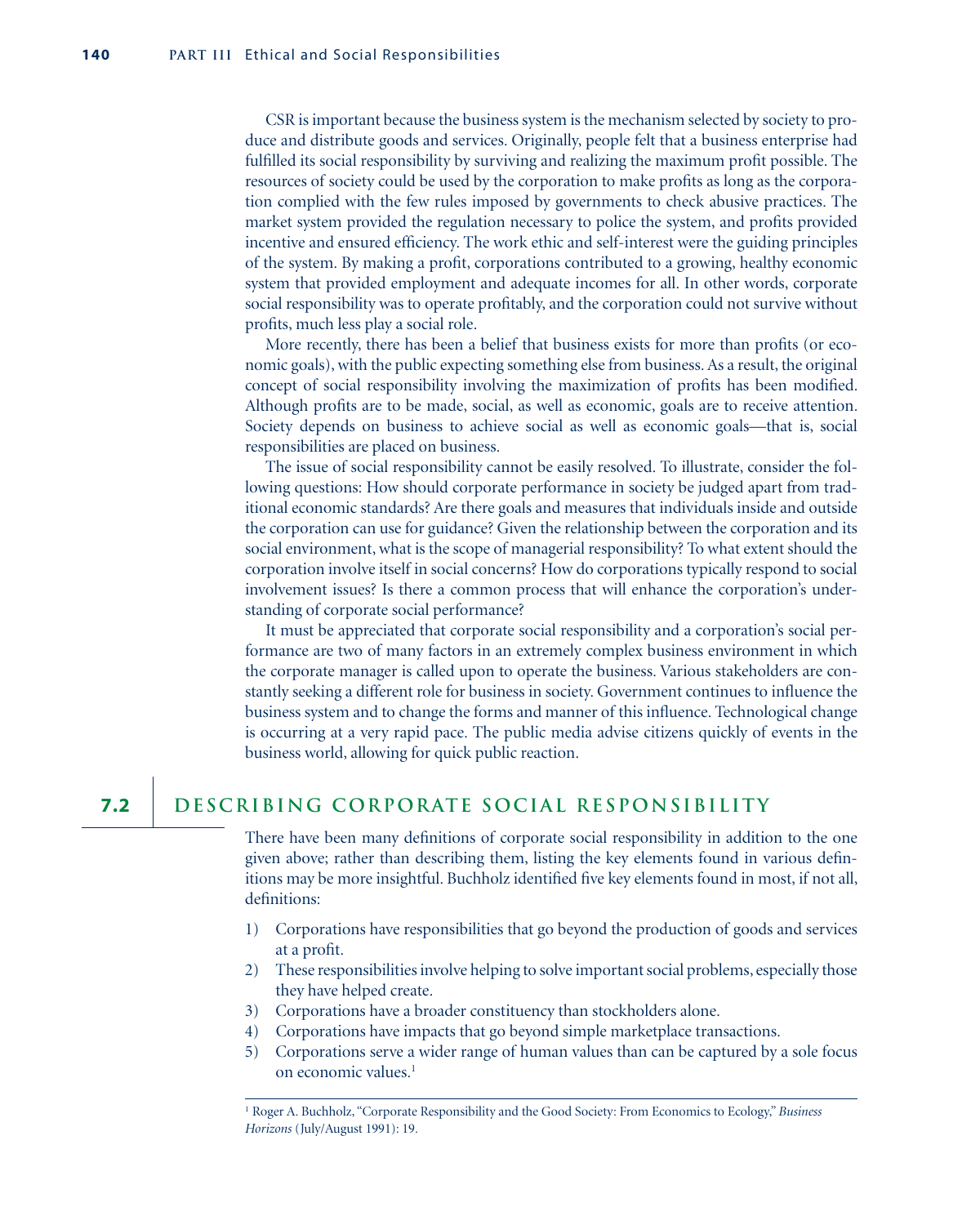CSR is important because the business system is the mechanism selected by society to produce and distribute goods and services. Originally, people felt that a business enterprise had fulfilled its social responsibility by surviving and realizing the maximum profit possible. The resources of society could be used by the corporation to make profits as long as the corporation complied with the few rules imposed by governments to check abusive practices. The market system provided the regulation necessary to police the system, and profits provided incentive and ensured efficiency. The work ethic and self-interest were the guiding principles of the system. By making a profit, corporations contributed to a growing, healthy economic system that provided employment and adequate incomes for all. In other words, corporate social responsibility was to operate profitably, and the corporation could not survive without profits, much less play a social role.

More recently, there has been a belief that business exists for more than profits (or economic goals), with the public expecting something else from business. As a result, the original concept of social responsibility involving the maximization of profits has been modified. Although profits are to be made, social, as well as economic, goals are to receive attention. Society depends on business to achieve social as well as economic goals—that is, social responsibilities are placed on business.

The issue of social responsibility cannot be easily resolved. To illustrate, consider the following questions: How should corporate performance in society be judged apart from traditional economic standards? Are there goals and measures that individuals inside and outside the corporation can use for guidance? Given the relationship between the corporation and its social environment, what is the scope of managerial responsibility? To what extent should the corporation involve itself in social concerns? How do corporations typically respond to social involvement issues? Is there a common process that will enhance the corporation's understanding of corporate social performance?

It must be appreciated that corporate social responsibility and a corporation's social performance are two of many factors in an extremely complex business environment in which the corporate manager is called upon to operate the business. Various stakeholders are constantly seeking a different role for business in society. Government continues to influence the business system and to change the forms and manner of this influence. Technological change is occurring at a very rapid pace. The public media advise citizens quickly of events in the business world, allowing for quick public reaction.

## 7.2 DESCRIBING CORPORATE SOCIAL RESPONSIBILITY

There have been many definitions of corporate social responsibility in addition to the one given above; rather than describing them, listing the key elements found in various definitions may be more insightful. Buchholz identified five key elements found in most, if not all, definitions:

1) Corporations have responsibilities that go beyond the production of goods and services at a profit.
2) These responsibilities involve helping to solve important social problems, especially those they have helped create.
3) Corporations have a broader constituency than stockholders alone.
4) Corporations have impacts that go beyond simple marketplace transactions.
5) Corporations serve a wider range of human values than can be captured by a sole focus on economic values.[1]

[1] Roger A. Buchholz, "Corporate Responsibility and the Good Society: From Economics to Ecology," *Business Horizons* (July/August 1991): 19.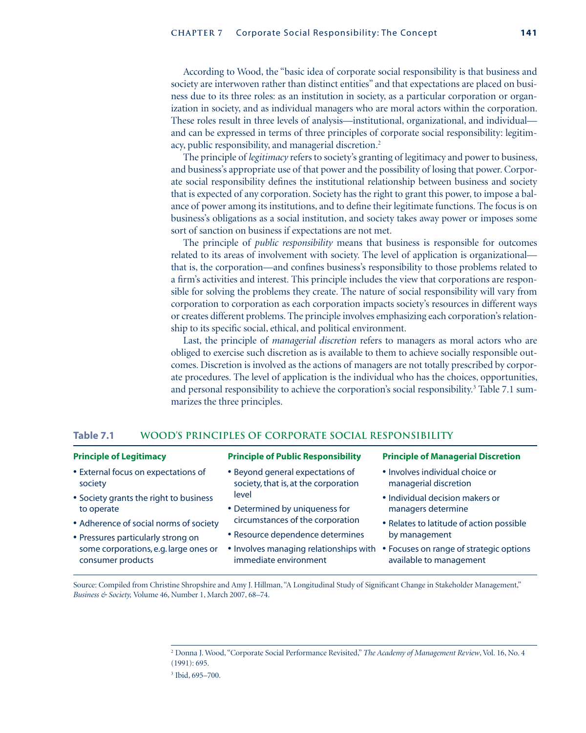According to Wood, the "basic idea of corporate social responsibility is that business and society are interwoven rather than distinct entities" and that expectations are placed on business due to its three roles: as an institution in society, as a particular corporation or organization in society, and as individual managers who are moral actors within the corporation. These roles result in three levels of analysis—institutional, organizational, and individual—and can be expressed in terms of three principles of corporate social responsibility: legitimacy, public responsibility, and managerial discretion.[2]

The principle of *legitimacy* refers to society's granting of legitimacy and power to business, and business's appropriate use of that power and the possibility of losing that power. Corporate social responsibility defines the institutional relationship between business and society that is expected of any corporation. Society has the right to grant this power, to impose a balance of power among its institutions, and to define their legitimate functions. The focus is on business's obligations as a social institution, and society takes away power or imposes some sort of sanction on business if expectations are not met.

The principle of *public responsibility* means that business is responsible for outcomes related to its areas of involvement with society. The level of application is organizational—that is, the corporation—and confines business's responsibility to those problems related to a firm's activities and interest. This principle includes the view that corporations are responsible for solving the problems they create. The nature of social responsibility will vary from corporation to corporation as each corporation impacts society's resources in different ways or creates different problems. The principle involves emphasizing each corporation's relationship to its specific social, ethical, and political environment.

Last, the principle of *managerial discretion* refers to managers as moral actors who are obliged to exercise such discretion as is available to them to achieve socially responsible outcomes. Discretion is involved as the actions of managers are not totally prescribed by corporate procedures. The level of application is the individual who has the choices, opportunities, and personal responsibility to achieve the corporation's social responsibility.[3] Table 7.1 summarizes the three principles.

**Table 7.1 WOOD'S PRINCIPLES OF CORPORATE SOCIAL RESPONSIBILITY**

| Principle of Legitimacy | Principle of Public Responsibility | Principle of Managerial Discretion |
|---|---|---|
| • External focus on expectations of society<br>• Society grants the right to business to operate<br>• Adherence of social norms of society<br>• Pressures particularly strong on some corporations, e.g. large ones or consumer products | • Beyond general expectations of society, that is, at the corporation level<br>• Determined by uniqueness for circumstances of the corporation<br>• Resource dependence determines<br>• Involves managing relationships with immediate environment | • Involves individual choice or managerial discretion<br>• Individual decision makers or managers determine<br>• Relates to latitude of action possible by management<br>• Focuses on range of strategic options available to management |

Source: Compiled from Christine Shropshire and Amy J. Hillman, "A Longitudinal Study of Significant Change in Stakeholder Management," *Business & Society*, Volume 46, Number 1, March 2007, 68–74.

---

[2] Donna J. Wood, "Corporate Social Performance Revisited," *The Academy of Management Review*, Vol. 16, No. 4 (1991): 695.

[3] Ibid, 695–700.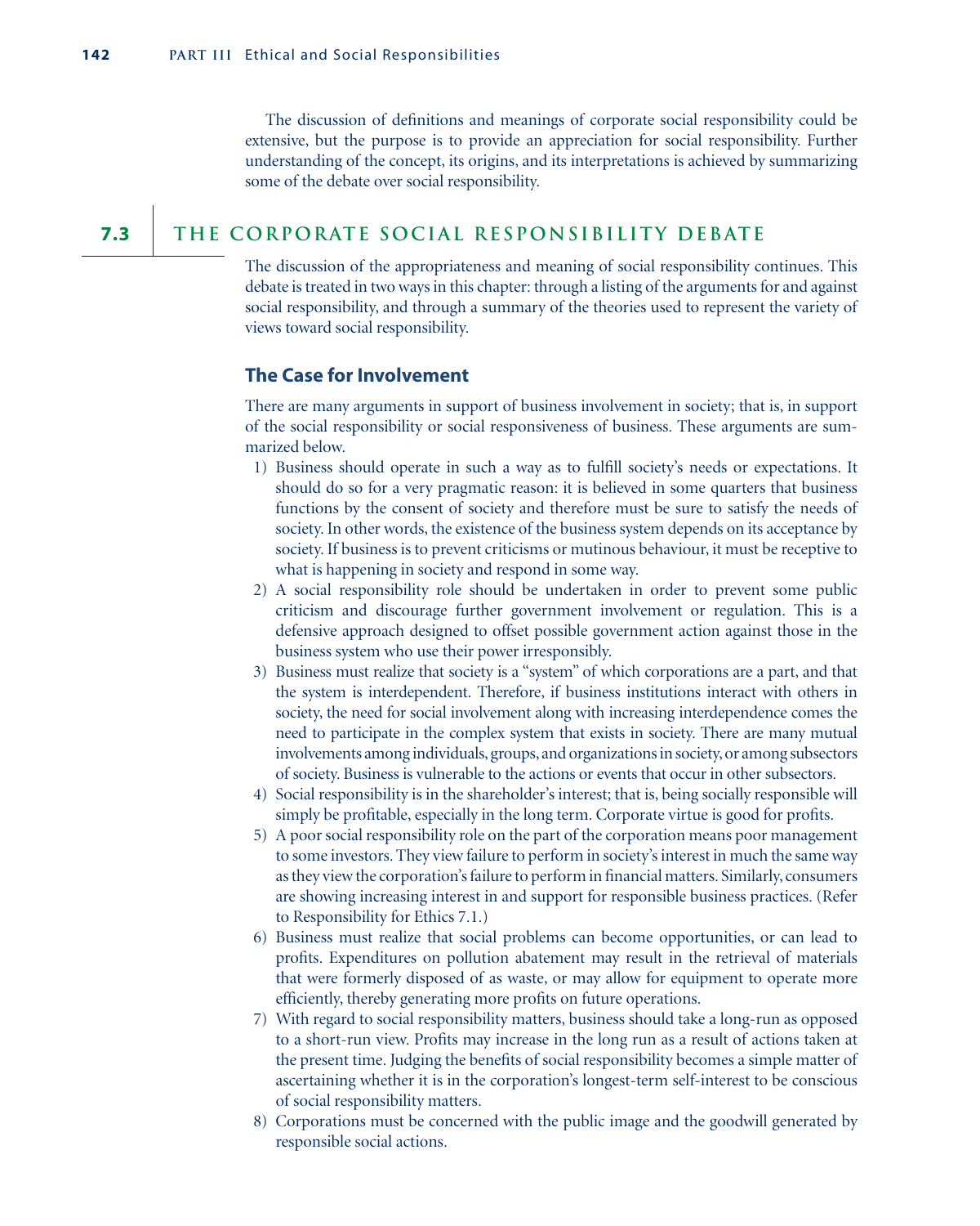The discussion of definitions and meanings of corporate social responsibility could be extensive, but the purpose is to provide an appreciation for social responsibility. Further understanding of the concept, its origins, and its interpretations is achieved by summarizing some of the debate over social responsibility.

## 7.3 THE CORPORATE SOCIAL RESPONSIBILITY DEBATE

The discussion of the appropriateness and meaning of social responsibility continues. This debate is treated in two ways in this chapter: through a listing of the arguments for and against social responsibility, and through a summary of the theories used to represent the variety of views toward social responsibility.

### The Case for Involvement

There are many arguments in support of business involvement in society; that is, in support of the social responsibility or social responsiveness of business. These arguments are summarized below.

1) Business should operate in such a way as to fulfill society's needs or expectations. It should do so for a very pragmatic reason: it is believed in some quarters that business functions by the consent of society and therefore must be sure to satisfy the needs of society. In other words, the existence of the business system depends on its acceptance by society. If business is to prevent criticisms or mutinous behaviour, it must be receptive to what is happening in society and respond in some way.
2) A social responsibility role should be undertaken in order to prevent some public criticism and discourage further government involvement or regulation. This is a defensive approach designed to offset possible government action against those in the business system who use their power irresponsibly.
3) Business must realize that society is a "system" of which corporations are a part, and that the system is interdependent. Therefore, if business institutions interact with others in society, the need for social involvement along with increasing interdependence comes the need to participate in the complex system that exists in society. There are many mutual involvements among individuals, groups, and organizations in society, or among subsectors of society. Business is vulnerable to the actions or events that occur in other subsectors.
4) Social responsibility is in the shareholder's interest; that is, being socially responsible will simply be profitable, especially in the long term. Corporate virtue is good for profits.
5) A poor social responsibility role on the part of the corporation means poor management to some investors. They view failure to perform in society's interest in much the same way as they view the corporation's failure to perform in financial matters. Similarly, consumers are showing increasing interest in and support for responsible business practices. (Refer to Responsibility for Ethics 7.1.)
6) Business must realize that social problems can become opportunities, or can lead to profits. Expenditures on pollution abatement may result in the retrieval of materials that were formerly disposed of as waste, or may allow for equipment to operate more efficiently, thereby generating more profits on future operations.
7) With regard to social responsibility matters, business should take a long-run as opposed to a short-run view. Profits may increase in the long run as a result of actions taken at the present time. Judging the benefits of social responsibility becomes a simple matter of ascertaining whether it is in the corporation's longest-term self-interest to be conscious of social responsibility matters.
8) Corporations must be concerned with the public image and the goodwill generated by responsible social actions.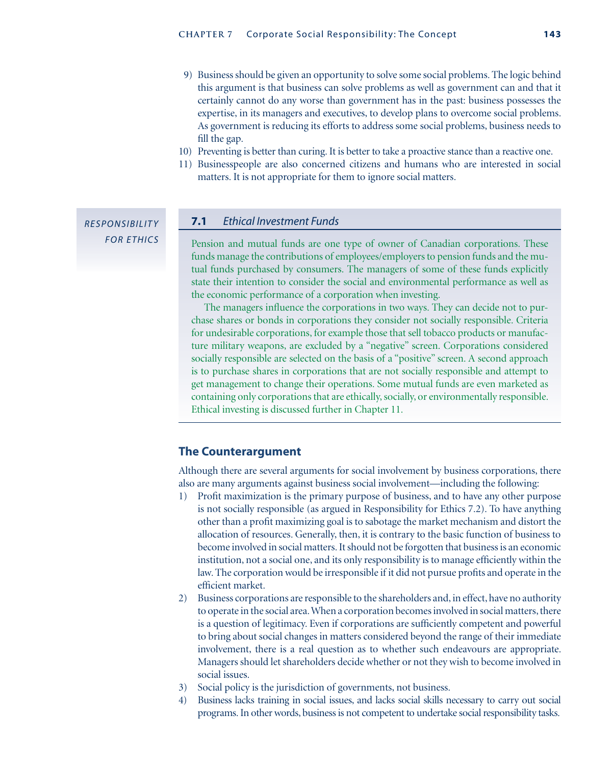9) Business should be given an opportunity to solve some social problems. The logic behind this argument is that business can solve problems as well as government can and that it certainly cannot do any worse than government has in the past: business possesses the expertise, in its managers and executives, to develop plans to overcome social problems. As government is reducing its efforts to address some social problems, business needs to fill the gap.
10) Preventing is better than curing. It is better to take a proactive stance than a reactive one.
11) Businesspeople are also concerned citizens and humans who are interested in social matters. It is not appropriate for them to ignore social matters.

*RESPONSIBILITY FOR ETHICS*

### 7.1 *Ethical Investment Funds*

Pension and mutual funds are one type of owner of Canadian corporations. These funds manage the contributions of employees/employers to pension funds and the mutual funds purchased by consumers. The managers of some of these funds explicitly state their intention to consider the social and environmental performance as well as the economic performance of a corporation when investing.

The managers influence the corporations in two ways. They can decide not to purchase shares or bonds in corporations they consider not socially responsible. Criteria for undesirable corporations, for example those that sell tobacco products or manufacture military weapons, are excluded by a "negative" screen. Corporations considered socially responsible are selected on the basis of a "positive" screen. A second approach is to purchase shares in corporations that are not socially responsible and attempt to get management to change their operations. Some mutual funds are even marketed as containing only corporations that are ethically, socially, or environmentally responsible. Ethical investing is discussed further in Chapter 11.

## The Counterargument

Although there are several arguments for social involvement by business corporations, there also are many arguments against business social involvement—including the following:

1) Profit maximization is the primary purpose of business, and to have any other purpose is not socially responsible (as argued in Responsibility for Ethics 7.2). To have anything other than a profit maximizing goal is to sabotage the market mechanism and distort the allocation of resources. Generally, then, it is contrary to the basic function of business to become involved in social matters. It should not be forgotten that business is an economic institution, not a social one, and its only responsibility is to manage efficiently within the law. The corporation would be irresponsible if it did not pursue profits and operate in the efficient market.
2) Business corporations are responsible to the shareholders and, in effect, have no authority to operate in the social area. When a corporation becomes involved in social matters, there is a question of legitimacy. Even if corporations are sufficiently competent and powerful to bring about social changes in matters considered beyond the range of their immediate involvement, there is a real question as to whether such endeavours are appropriate. Managers should let shareholders decide whether or not they wish to become involved in social issues.
3) Social policy is the jurisdiction of governments, not business.
4) Business lacks training in social issues, and lacks social skills necessary to carry out social programs. In other words, business is not competent to undertake social responsibility tasks.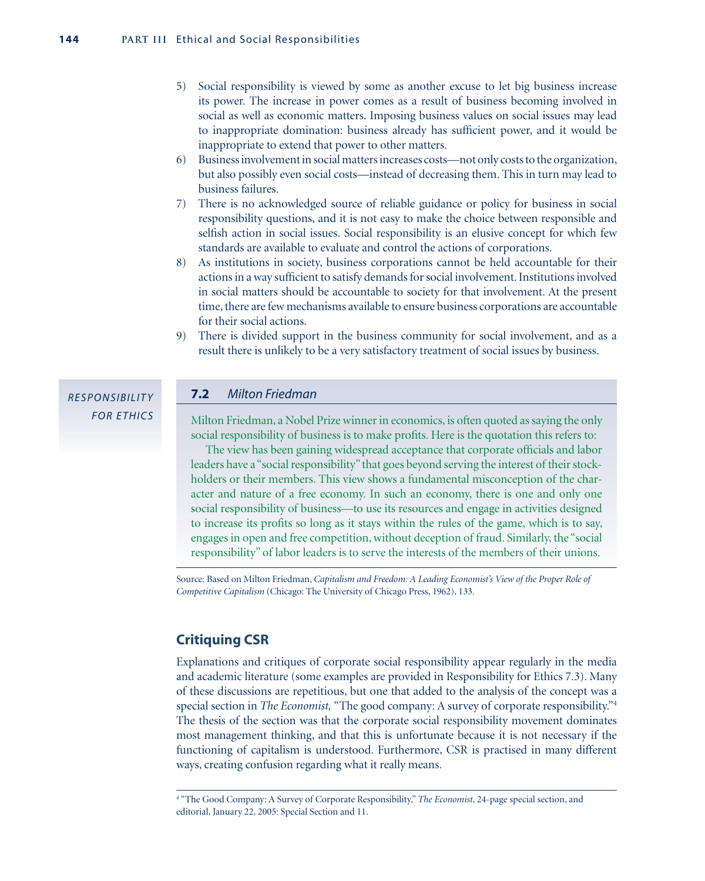5) Social responsibility is viewed by some as another excuse to let big business increase its power. The increase in power comes as a result of business becoming involved in social as well as economic matters. Imposing business values on social issues may lead to inappropriate domination: business already has sufficient power, and it would be inappropriate to extend that power to other matters.
6) Business involvement in social matters increases costs—not only costs to the organization, but also possibly even social costs—instead of decreasing them. This in turn may lead to business failures.
7) There is no acknowledged source of reliable guidance or policy for business in social responsibility questions, and it is not easy to make the choice between responsible and selfish action in social issues. Social responsibility is an elusive concept for which few standards are available to evaluate and control the actions of corporations.
8) As institutions in society, business corporations cannot be held accountable for their actions in a way sufficient to satisfy demands for social involvement. Institutions involved in social matters should be accountable to society for that involvement. At the present time, there are few mechanisms available to ensure business corporations are accountable for their social actions.
9) There is divided support in the business community for social involvement, and as a result there is unlikely to be a very satisfactory treatment of social issues by business.

*RESPONSIBILITY FOR ETHICS*

### 7.2 *Milton Friedman*

Milton Friedman, a Nobel Prize winner in economics, is often quoted as saying the only social responsibility of business is to make profits. Here is the quotation this refers to:

The view has been gaining widespread acceptance that corporate officials and labor leaders have a "social responsibility" that goes beyond serving the interest of their stockholders or their members. This view shows a fundamental misconception of the character and nature of a free economy. In such an economy, there is one and only one social responsibility of business—to use its resources and engage in activities designed to increase its profits so long as it stays within the rules of the game, which is to say, engages in open and free competition, without deception of fraud. Similarly, the "social responsibility" of labor leaders is to serve the interests of the members of their unions.

Source: Based on Milton Friedman, *Capitalism and Freedom: A Leading Economist's View of the Proper Role of Competitive Capitalism* (Chicago: The University of Chicago Press, 1962), 133.

## Critiquing CSR

Explanations and critiques of corporate social responsibility appear regularly in the media and academic literature (some examples are provided in Responsibility for Ethics 7.3). Many of these discussions are repetitious, but one that added to the analysis of the concept was a special section in *The Economist,* "The good company: A survey of corporate responsibility."[4] The thesis of the section was that the corporate social responsibility movement dominates most management thinking, and that this is unfortunate because it is not necessary if the functioning of capitalism is understood. Furthermore, CSR is practised in many different ways, creating confusion regarding what it really means.

[4] "The Good Company: A Survey of Corporate Responsibility," *The Economist*, 24-page special section, and editorial, January 22, 2005: Special Section and 11.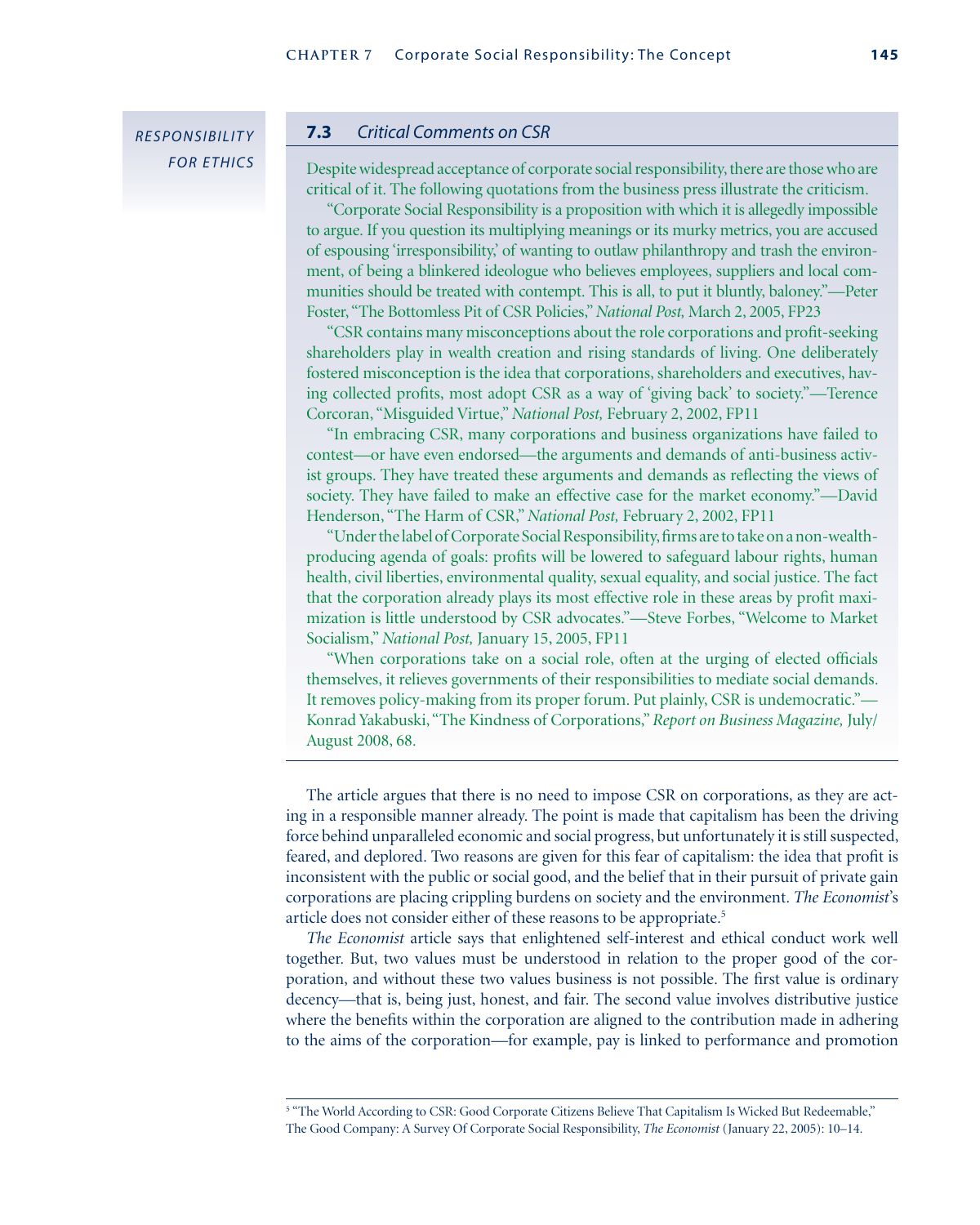RESPONSIBILITY FOR ETHICS

### 7.3 *Critical Comments on CSR*

Despite widespread acceptance of corporate social responsibility, there are those who are critical of it. The following quotations from the business press illustrate the criticism.

"Corporate Social Responsibility is a proposition with which it is allegedly impossible to argue. If you question its multiplying meanings or its murky metrics, you are accused of espousing 'irresponsibility,' of wanting to outlaw philanthropy and trash the environment, of being a blinkered ideologue who believes employees, suppliers and local communities should be treated with contempt. This is all, to put it bluntly, baloney."—Peter Foster, "The Bottomless Pit of CSR Policies," *National Post,* March 2, 2005, FP23

"CSR contains many misconceptions about the role corporations and profit-seeking shareholders play in wealth creation and rising standards of living. One deliberately fostered misconception is the idea that corporations, shareholders and executives, having collected profits, most adopt CSR as a way of 'giving back' to society."—Terence Corcoran, "Misguided Virtue," *National Post,* February 2, 2002, FP11

"In embracing CSR, many corporations and business organizations have failed to contest—or have even endorsed—the arguments and demands of anti-business activist groups. They have treated these arguments and demands as reflecting the views of society. They have failed to make an effective case for the market economy."—David Henderson, "The Harm of CSR," *National Post,* February 2, 2002, FP11

"Under the label of Corporate Social Responsibility, firms are to take on a non-wealth-producing agenda of goals: profits will be lowered to safeguard labour rights, human health, civil liberties, environmental quality, sexual equality, and social justice. The fact that the corporation already plays its most effective role in these areas by profit maximization is little understood by CSR advocates."—Steve Forbes, "Welcome to Market Socialism," *National Post,* January 15, 2005, FP11

"When corporations take on a social role, often at the urging of elected officials themselves, it relieves governments of their responsibilities to mediate social demands. It removes policy-making from its proper forum. Put plainly, CSR is undemocratic."—Konrad Yakabuski, "The Kindness of Corporations," *Report on Business Magazine,* July/August 2008, 68.

---

The article argues that there is no need to impose CSR on corporations, as they are acting in a responsible manner already. The point is made that capitalism has been the driving force behind unparalleled economic and social progress, but unfortunately it is still suspected, feared, and deplored. Two reasons are given for this fear of capitalism: the idea that profit is inconsistent with the public or social good, and the belief that in their pursuit of private gain corporations are placing crippling burdens on society and the environment. *The Economist*'s article does not consider either of these reasons to be appropriate.[5]

*The Economist* article says that enlightened self-interest and ethical conduct work well together. But, two values must be understood in relation to the proper good of the corporation, and without these two values business is not possible. The first value is ordinary decency—that is, being just, honest, and fair. The second value involves distributive justice where the benefits within the corporation are aligned to the contribution made in adhering to the aims of the corporation—for example, pay is linked to performance and promotion

---

[5] "The World According to CSR: Good Corporate Citizens Believe That Capitalism Is Wicked But Redeemable," The Good Company: A Survey Of Corporate Social Responsibility, *The Economist* (January 22, 2005): 10–14.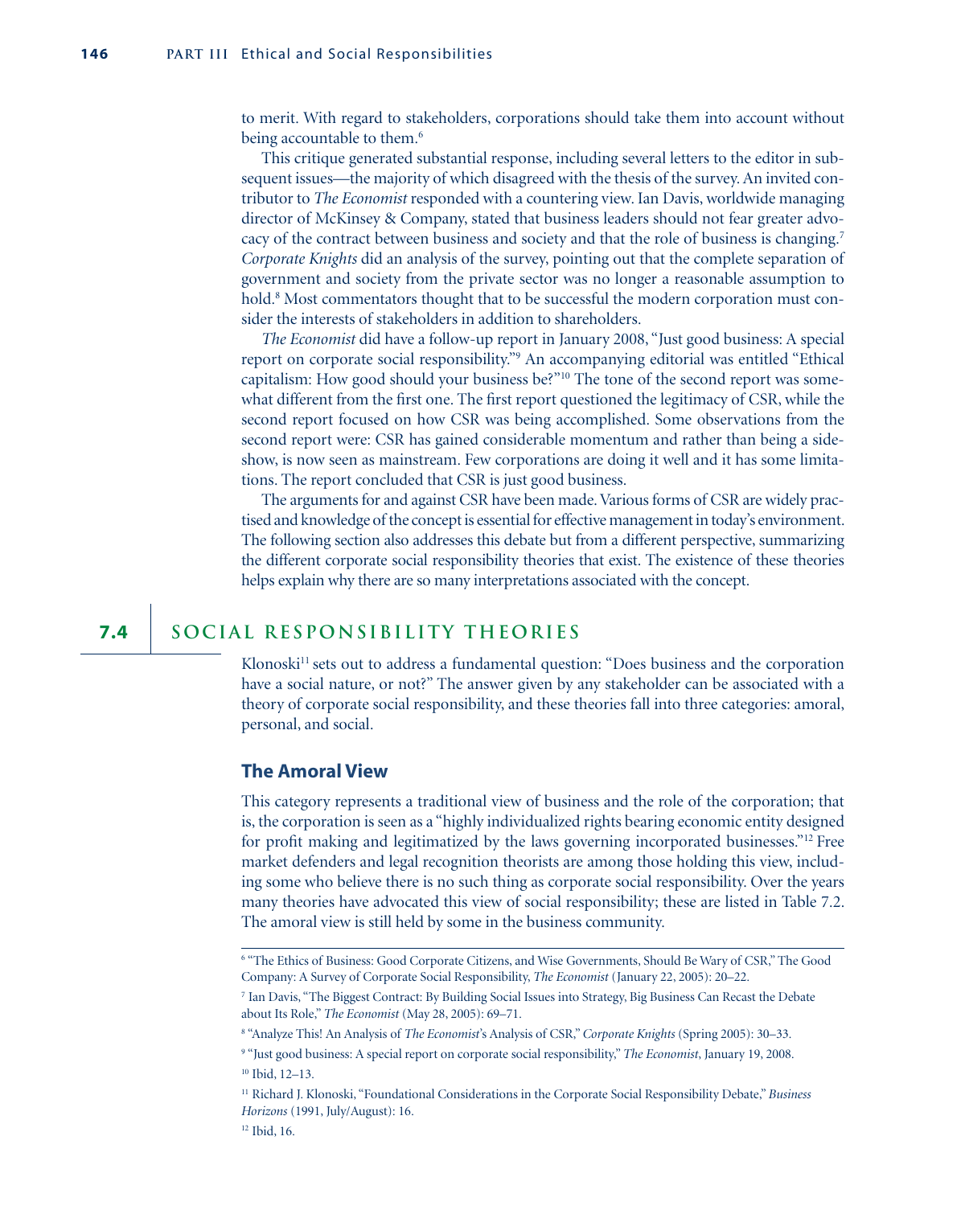to merit. With regard to stakeholders, corporations should take them into account without being accountable to them.[6]

This critique generated substantial response, including several letters to the editor in subsequent issues—the majority of which disagreed with the thesis of the survey. An invited contributor to *The Economist* responded with a countering view. Ian Davis, worldwide managing director of McKinsey & Company, stated that business leaders should not fear greater advocacy of the contract between business and society and that the role of business is changing.[7] *Corporate Knights* did an analysis of the survey, pointing out that the complete separation of government and society from the private sector was no longer a reasonable assumption to hold.[8] Most commentators thought that to be successful the modern corporation must consider the interests of stakeholders in addition to shareholders.

*The Economist* did have a follow-up report in January 2008, "Just good business: A special report on corporate social responsibility."[9] An accompanying editorial was entitled "Ethical capitalism: How good should your business be?"[10] The tone of the second report was somewhat different from the first one. The first report questioned the legitimacy of CSR, while the second report focused on how CSR was being accomplished. Some observations from the second report were: CSR has gained considerable momentum and rather than being a sideshow, is now seen as mainstream. Few corporations are doing it well and it has some limitations. The report concluded that CSR is just good business.

The arguments for and against CSR have been made. Various forms of CSR are widely practised and knowledge of the concept is essential for effective management in today's environment. The following section also addresses this debate but from a different perspective, summarizing the different corporate social responsibility theories that exist. The existence of these theories helps explain why there are so many interpretations associated with the concept.

## 7.4 SOCIAL RESPONSIBILITY THEORIES

Klonoski[11] sets out to address a fundamental question: "Does business and the corporation have a social nature, or not?" The answer given by any stakeholder can be associated with a theory of corporate social responsibility, and these theories fall into three categories: amoral, personal, and social.

### The Amoral View

This category represents a traditional view of business and the role of the corporation; that is, the corporation is seen as a "highly individualized rights bearing economic entity designed for profit making and legitimatized by the laws governing incorporated businesses."[12] Free market defenders and legal recognition theorists are among those holding this view, including some who believe there is no such thing as corporate social responsibility. Over the years many theories have advocated this view of social responsibility; these are listed in Table 7.2. The amoral view is still held by some in the business community.

---

[6] "The Ethics of Business: Good Corporate Citizens, and Wise Governments, Should Be Wary of CSR," The Good Company: A Survey of Corporate Social Responsibility, *The Economist* (January 22, 2005): 20–22.

[7] Ian Davis, "The Biggest Contract: By Building Social Issues into Strategy, Big Business Can Recast the Debate about Its Role," *The Economist* (May 28, 2005): 69–71.

[8] "Analyze This! An Analysis of *The Economist*'s Analysis of CSR," *Corporate Knights* (Spring 2005): 30–33.

[9] "Just good business: A special report on corporate social responsibility," *The Economist*, January 19, 2008.

[10] Ibid, 12–13.

[11] Richard J. Klonoski, "Foundational Considerations in the Corporate Social Responsibility Debate," *Business Horizons* (1991, July/August): 16.

[12] Ibid, 16.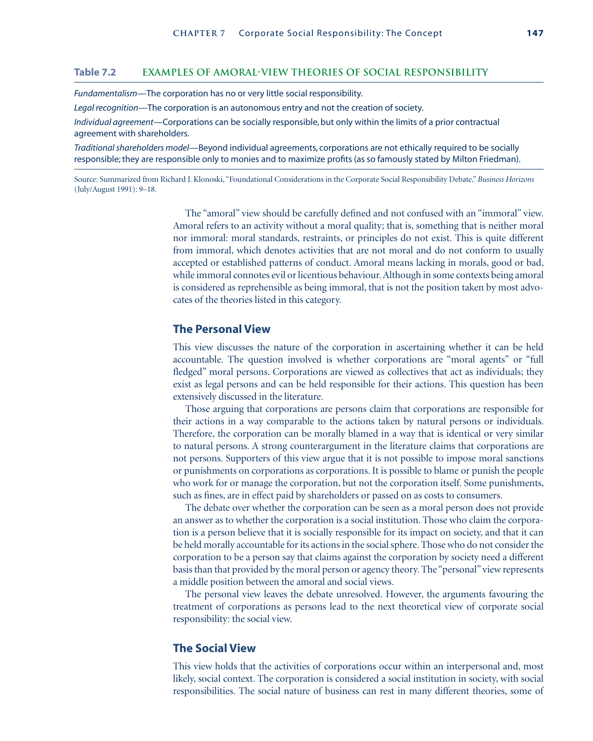**Table 7.2 EXAMPLES OF AMORAL-VIEW THEORIES OF SOCIAL RESPONSIBILITY**

*Fundamentalism*—The corporation has no or very little social responsibility.

*Legal recognition*—The corporation is an autonomous entry and not the creation of society.

*Individual agreement*—Corporations can be socially responsible, but only within the limits of a prior contractual agreement with shareholders.

*Traditional shareholders model*—Beyond individual agreements, corporations are not ethically required to be socially responsible; they are responsible only to monies and to maximize profits (as so famously stated by Milton Friedman).

Source: Summarized from Richard J. Klonoski, "Foundational Considerations in the Corporate Social Responsibility Debate," *Business Horizons* (July/August 1991): 9–18.

The "amoral" view should be carefully defined and not confused with an "immoral" view. Amoral refers to an activity without a moral quality; that is, something that is neither moral nor immoral: moral standards, restraints, or principles do not exist. This is quite different from immoral, which denotes activities that are not moral and do not conform to usually accepted or established patterns of conduct. Amoral means lacking in morals, good or bad, while immoral connotes evil or licentious behaviour. Although in some contexts being amoral is considered as reprehensible as being immoral, that is not the position taken by most advocates of the theories listed in this category.

## The Personal View

This view discusses the nature of the corporation in ascertaining whether it can be held accountable. The question involved is whether corporations are "moral agents" or "full fledged" moral persons. Corporations are viewed as collectives that act as individuals; they exist as legal persons and can be held responsible for their actions. This question has been extensively discussed in the literature.

Those arguing that corporations are persons claim that corporations are responsible for their actions in a way comparable to the actions taken by natural persons or individuals. Therefore, the corporation can be morally blamed in a way that is identical or very similar to natural persons. A strong counterargument in the literature claims that corporations are not persons. Supporters of this view argue that it is not possible to impose moral sanctions or punishments on corporations as corporations. It is possible to blame or punish the people who work for or manage the corporation, but not the corporation itself. Some punishments, such as fines, are in effect paid by shareholders or passed on as costs to consumers.

The debate over whether the corporation can be seen as a moral person does not provide an answer as to whether the corporation is a social institution. Those who claim the corporation is a person believe that it is socially responsible for its impact on society, and that it can be held morally accountable for its actions in the social sphere. Those who do not consider the corporation to be a person say that claims against the corporation by society need a different basis than that provided by the moral person or agency theory. The "personal" view represents a middle position between the amoral and social views.

The personal view leaves the debate unresolved. However, the arguments favouring the treatment of corporations as persons lead to the next theoretical view of corporate social responsibility: the social view.

## The Social View

This view holds that the activities of corporations occur within an interpersonal and, most likely, social context. The corporation is considered a social institution in society, with social responsibilities. The social nature of business can rest in many different theories, some of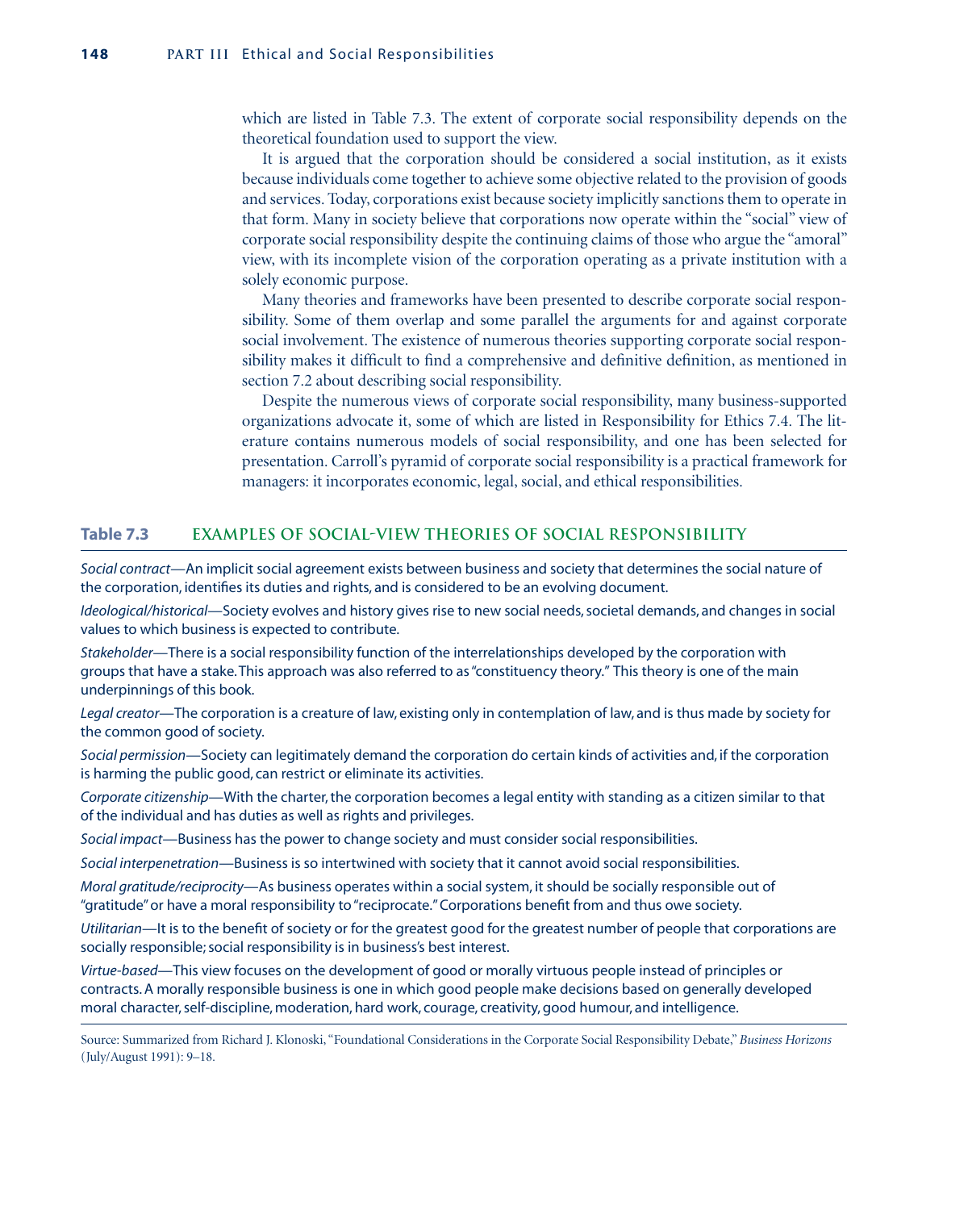which are listed in Table 7.3. The extent of corporate social responsibility depends on the theoretical foundation used to support the view.

It is argued that the corporation should be considered a social institution, as it exists because individuals come together to achieve some objective related to the provision of goods and services. Today, corporations exist because society implicitly sanctions them to operate in that form. Many in society believe that corporations now operate within the "social" view of corporate social responsibility despite the continuing claims of those who argue the "amoral" view, with its incomplete vision of the corporation operating as a private institution with a solely economic purpose.

Many theories and frameworks have been presented to describe corporate social responsibility. Some of them overlap and some parallel the arguments for and against corporate social involvement. The existence of numerous theories supporting corporate social responsibility makes it difficult to find a comprehensive and definitive definition, as mentioned in section 7.2 about describing social responsibility.

Despite the numerous views of corporate social responsibility, many business-supported organizations advocate it, some of which are listed in Responsibility for Ethics 7.4. The literature contains numerous models of social responsibility, and one has been selected for presentation. Carroll's pyramid of corporate social responsibility is a practical framework for managers: it incorporates economic, legal, social, and ethical responsibilities.

## Table 7.3 EXAMPLES OF SOCIAL-VIEW THEORIES OF SOCIAL RESPONSIBILITY

*Social contract*—An implicit social agreement exists between business and society that determines the social nature of the corporation, identifies its duties and rights, and is considered to be an evolving document.

*Ideological/historical*—Society evolves and history gives rise to new social needs, societal demands, and changes in social values to which business is expected to contribute.

*Stakeholder*—There is a social responsibility function of the interrelationships developed by the corporation with groups that have a stake. This approach was also referred to as "constituency theory." This theory is one of the main underpinnings of this book.

*Legal creator*—The corporation is a creature of law, existing only in contemplation of law, and is thus made by society for the common good of society.

*Social permission*—Society can legitimately demand the corporation do certain kinds of activities and, if the corporation is harming the public good, can restrict or eliminate its activities.

*Corporate citizenship*—With the charter, the corporation becomes a legal entity with standing as a citizen similar to that of the individual and has duties as well as rights and privileges.

*Social impact*—Business has the power to change society and must consider social responsibilities.

*Social interpenetration*—Business is so intertwined with society that it cannot avoid social responsibilities.

*Moral gratitude/reciprocity*—As business operates within a social system, it should be socially responsible out of "gratitude" or have a moral responsibility to "reciprocate." Corporations benefit from and thus owe society.

*Utilitarian*—It is to the benefit of society or for the greatest good for the greatest number of people that corporations are socially responsible; social responsibility is in business's best interest.

*Virtue-based*—This view focuses on the development of good or morally virtuous people instead of principles or contracts. A morally responsible business is one in which good people make decisions based on generally developed moral character, self-discipline, moderation, hard work, courage, creativity, good humour, and intelligence.

Source: Summarized from Richard J. Klonoski, "Foundational Considerations in the Corporate Social Responsibility Debate," *Business Horizons* (July/August 1991): 9–18.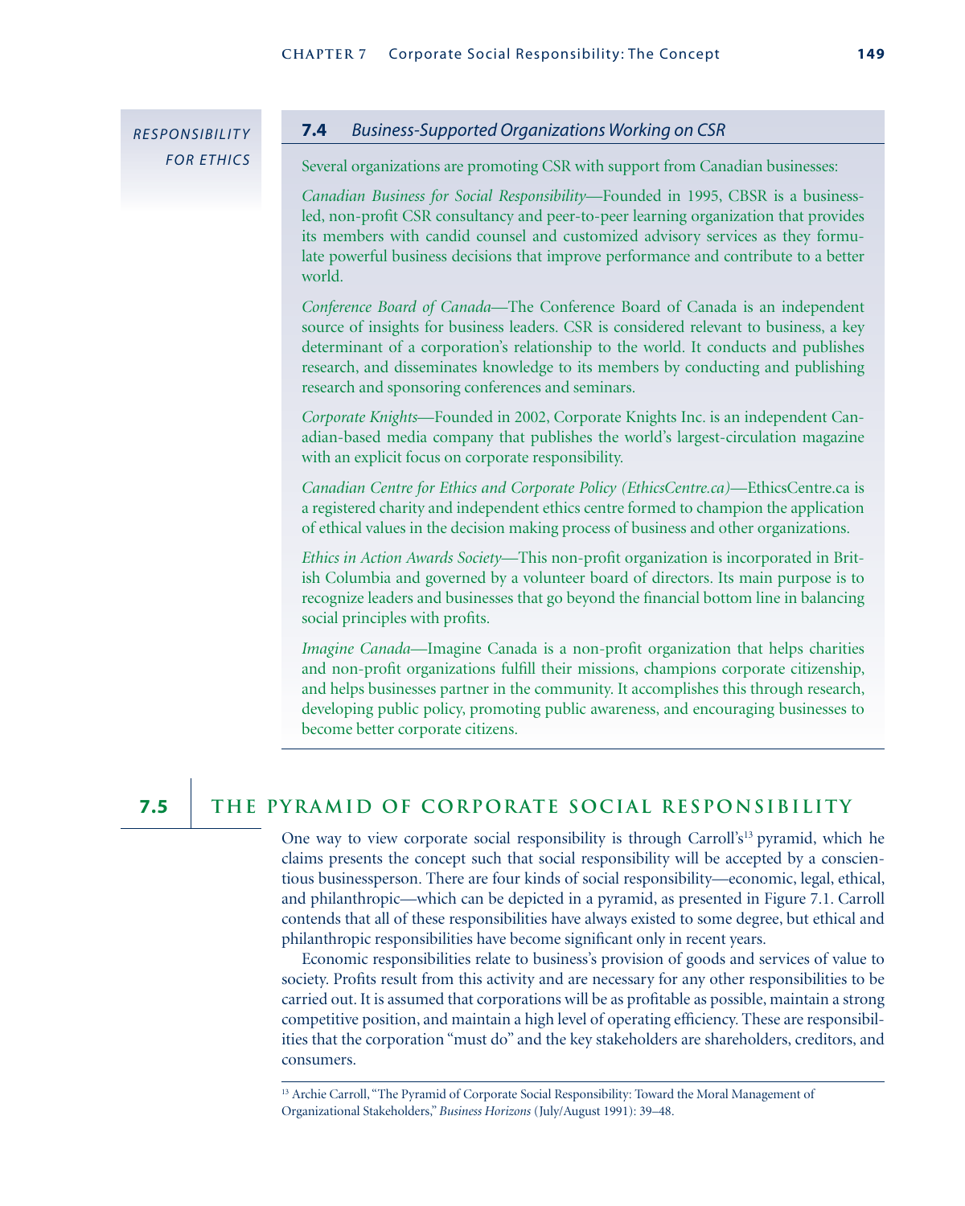RESPONSIBILITY FOR ETHICS

### 7.4 *Business-Supported Organizations Working on CSR*

Several organizations are promoting CSR with support from Canadian businesses:

*Canadian Business for Social Responsibility*—Founded in 1995, CBSR is a business-led, non-profit CSR consultancy and peer-to-peer learning organization that provides its members with candid counsel and customized advisory services as they formulate powerful business decisions that improve performance and contribute to a better world.

*Conference Board of Canada*—The Conference Board of Canada is an independent source of insights for business leaders. CSR is considered relevant to business, a key determinant of a corporation's relationship to the world. It conducts and publishes research, and disseminates knowledge to its members by conducting and publishing research and sponsoring conferences and seminars.

*Corporate Knights*—Founded in 2002, Corporate Knights Inc. is an independent Canadian-based media company that publishes the world's largest-circulation magazine with an explicit focus on corporate responsibility.

*Canadian Centre for Ethics and Corporate Policy (EthicsCentre.ca)*—EthicsCentre.ca is a registered charity and independent ethics centre formed to champion the application of ethical values in the decision making process of business and other organizations.

*Ethics in Action Awards Society*—This non-profit organization is incorporated in British Columbia and governed by a volunteer board of directors. Its main purpose is to recognize leaders and businesses that go beyond the financial bottom line in balancing social principles with profits.

*Imagine Canada*—Imagine Canada is a non-profit organization that helps charities and non-profit organizations fulfill their missions, champions corporate citizenship, and helps businesses partner in the community. It accomplishes this through research, developing public policy, promoting public awareness, and encouraging businesses to become better corporate citizens.

## 7.5 THE PYRAMID OF CORPORATE SOCIAL RESPONSIBILITY

One way to view corporate social responsibility is through Carroll's[13] pyramid, which he claims presents the concept such that social responsibility will be accepted by a conscientious businessperson. There are four kinds of social responsibility—economic, legal, ethical, and philanthropic—which can be depicted in a pyramid, as presented in Figure 7.1. Carroll contends that all of these responsibilities have always existed to some degree, but ethical and philanthropic responsibilities have become significant only in recent years.

Economic responsibilities relate to business's provision of goods and services of value to society. Profits result from this activity and are necessary for any other responsibilities to be carried out. It is assumed that corporations will be as profitable as possible, maintain a strong competitive position, and maintain a high level of operating efficiency. These are responsibilities that the corporation "must do" and the key stakeholders are shareholders, creditors, and consumers.

[13] Archie Carroll, "The Pyramid of Corporate Social Responsibility: Toward the Moral Management of Organizational Stakeholders," *Business Horizons* (July/August 1991): 39–48.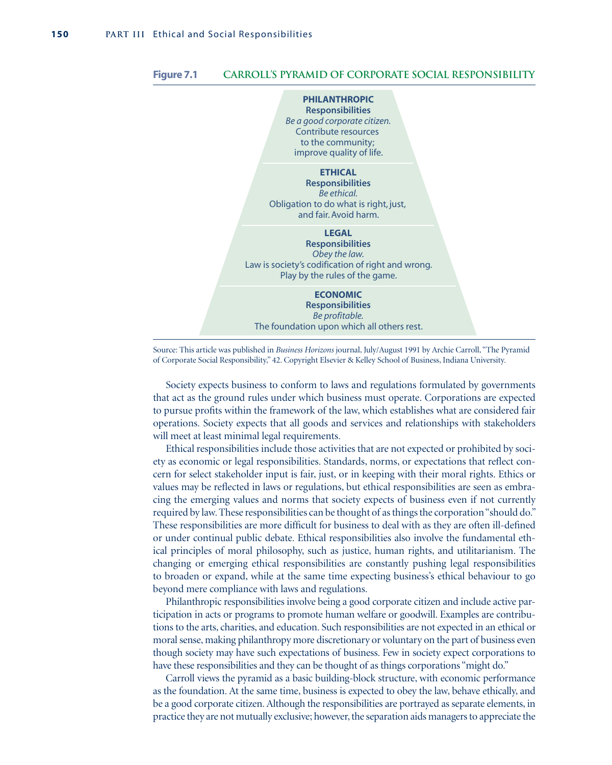**Figure 7.1 CARROLL'S PYRAMID OF CORPORATE SOCIAL RESPONSIBILITY**

**PHILANTHROPIC**
**Responsibilities**
*Be a good corporate citizen.*
Contribute resources
to the community;
improve quality of life.

**ETHICAL**
**Responsibilities**
*Be ethical.*
Obligation to do what is right, just,
and fair. Avoid harm.

**LEGAL**
**Responsibilities**
*Obey the law.*
Law is society's codification of right and wrong.
Play by the rules of the game.

**ECONOMIC**
**Responsibilities**
*Be profitable.*
The foundation upon which all others rest.

Source: This article was published in *Business Horizons* journal, July/August 1991 by Archie Carroll, "The Pyramid of Corporate Social Responsibility," 42. Copyright Elsevier & Kelley School of Business, Indiana University.

Society expects business to conform to laws and regulations formulated by governments that act as the ground rules under which business must operate. Corporations are expected to pursue profits within the framework of the law, which establishes what are considered fair operations. Society expects that all goods and services and relationships with stakeholders will meet at least minimal legal requirements.

Ethical responsibilities include those activities that are not expected or prohibited by society as economic or legal responsibilities. Standards, norms, or expectations that reflect concern for select stakeholder input is fair, just, or in keeping with their moral rights. Ethics or values may be reflected in laws or regulations, but ethical responsibilities are seen as embracing the emerging values and norms that society expects of business even if not currently required by law. These responsibilities can be thought of as things the corporation "should do." These responsibilities are more difficult for business to deal with as they are often ill-defined or under continual public debate. Ethical responsibilities also involve the fundamental ethical principles of moral philosophy, such as justice, human rights, and utilitarianism. The changing or emerging ethical responsibilities are constantly pushing legal responsibilities to broaden or expand, while at the same time expecting business's ethical behaviour to go beyond mere compliance with laws and regulations.

Philanthropic responsibilities involve being a good corporate citizen and include active participation in acts or programs to promote human welfare or goodwill. Examples are contributions to the arts, charities, and education. Such responsibilities are not expected in an ethical or moral sense, making philanthropy more discretionary or voluntary on the part of business even though society may have such expectations of business. Few in society expect corporations to have these responsibilities and they can be thought of as things corporations "might do."

Carroll views the pyramid as a basic building-block structure, with economic performance as the foundation. At the same time, business is expected to obey the law, behave ethically, and be a good corporate citizen. Although the responsibilities are portrayed as separate elements, in practice they are not mutually exclusive; however, the separation aids managers to appreciate the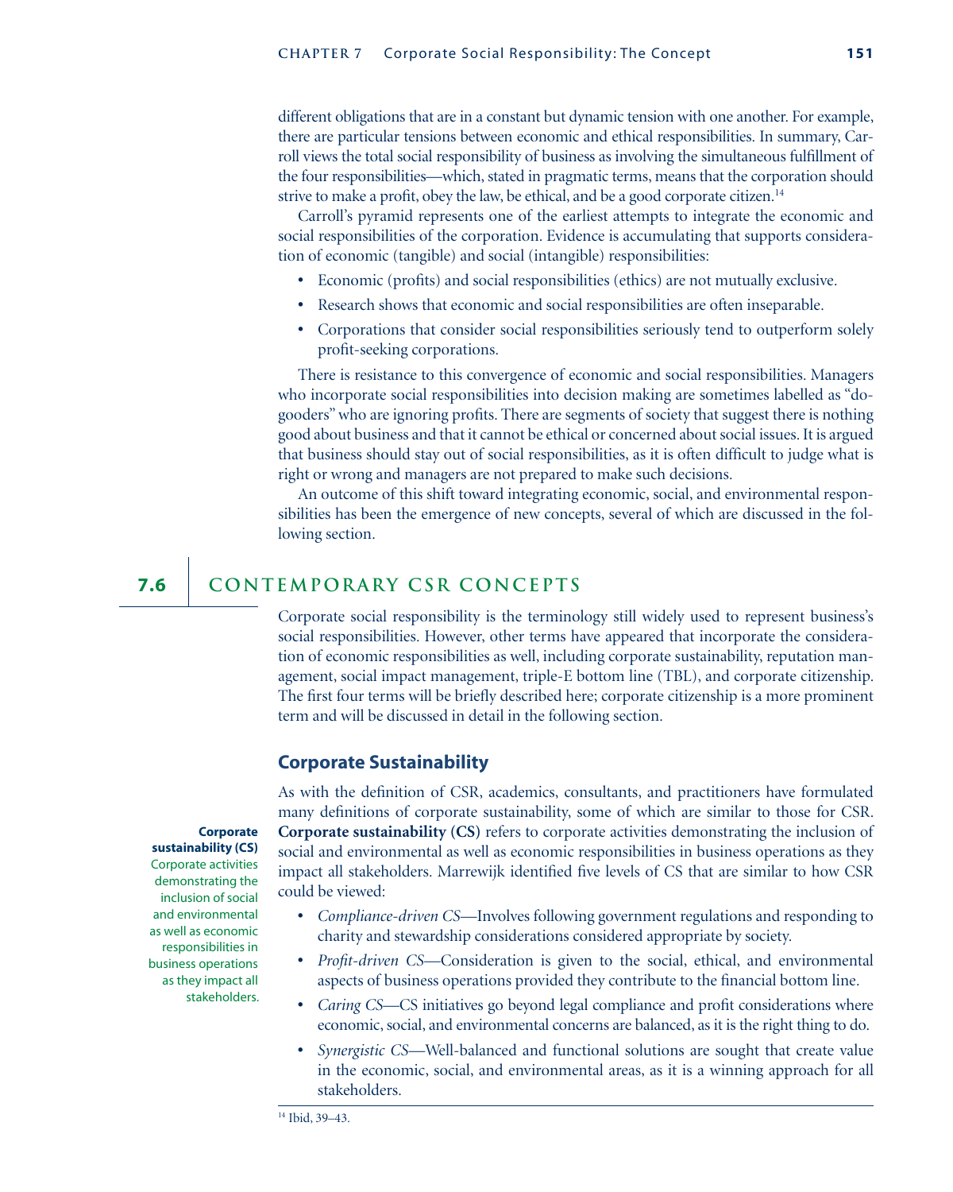different obligations that are in a constant but dynamic tension with one another. For example, there are particular tensions between economic and ethical responsibilities. In summary, Carroll views the total social responsibility of business as involving the simultaneous fulfillment of the four responsibilities—which, stated in pragmatic terms, means that the corporation should strive to make a profit, obey the law, be ethical, and be a good corporate citizen.[14]

Carroll's pyramid represents one of the earliest attempts to integrate the economic and social responsibilities of the corporation. Evidence is accumulating that supports consideration of economic (tangible) and social (intangible) responsibilities:

- Economic (profits) and social responsibilities (ethics) are not mutually exclusive.
- Research shows that economic and social responsibilities are often inseparable.
- Corporations that consider social responsibilities seriously tend to outperform solely profit-seeking corporations.

There is resistance to this convergence of economic and social responsibilities. Managers who incorporate social responsibilities into decision making are sometimes labelled as "do-gooders" who are ignoring profits. There are segments of society that suggest there is nothing good about business and that it cannot be ethical or concerned about social issues. It is argued that business should stay out of social responsibilities, as it is often difficult to judge what is right or wrong and managers are not prepared to make such decisions.

An outcome of this shift toward integrating economic, social, and environmental responsibilities has been the emergence of new concepts, several of which are discussed in the following section.

## 7.6 CONTEMPORARY CSR CONCEPTS

Corporate social responsibility is the terminology still widely used to represent business's social responsibilities. However, other terms have appeared that incorporate the consideration of economic responsibilities as well, including corporate sustainability, reputation management, social impact management, triple-E bottom line (TBL), and corporate citizenship. The first four terms will be briefly described here; corporate citizenship is a more prominent term and will be discussed in detail in the following section.

### Corporate Sustainability

As with the definition of CSR, academics, consultants, and practitioners have formulated many definitions of corporate sustainability, some of which are similar to those for CSR. **Corporate sustainability (CS)** refers to corporate activities demonstrating the inclusion of social and environmental as well as economic responsibilities in business operations as they impact all stakeholders. Marrewijk identified five levels of CS that are similar to how CSR could be viewed:

**Corporate sustainability (CS)** Corporate activities demonstrating the inclusion of social and environmental as well as economic responsibilities in business operations as they impact all stakeholders.

- *Compliance-driven CS*—Involves following government regulations and responding to charity and stewardship considerations considered appropriate by society.
- *Profit-driven CS*—Consideration is given to the social, ethical, and environmental aspects of business operations provided they contribute to the financial bottom line.
- *Caring CS*—CS initiatives go beyond legal compliance and profit considerations where economic, social, and environmental concerns are balanced, as it is the right thing to do.
- *Synergistic CS*—Well-balanced and functional solutions are sought that create value in the economic, social, and environmental areas, as it is a winning approach for all stakeholders.

[14] Ibid, 39–43.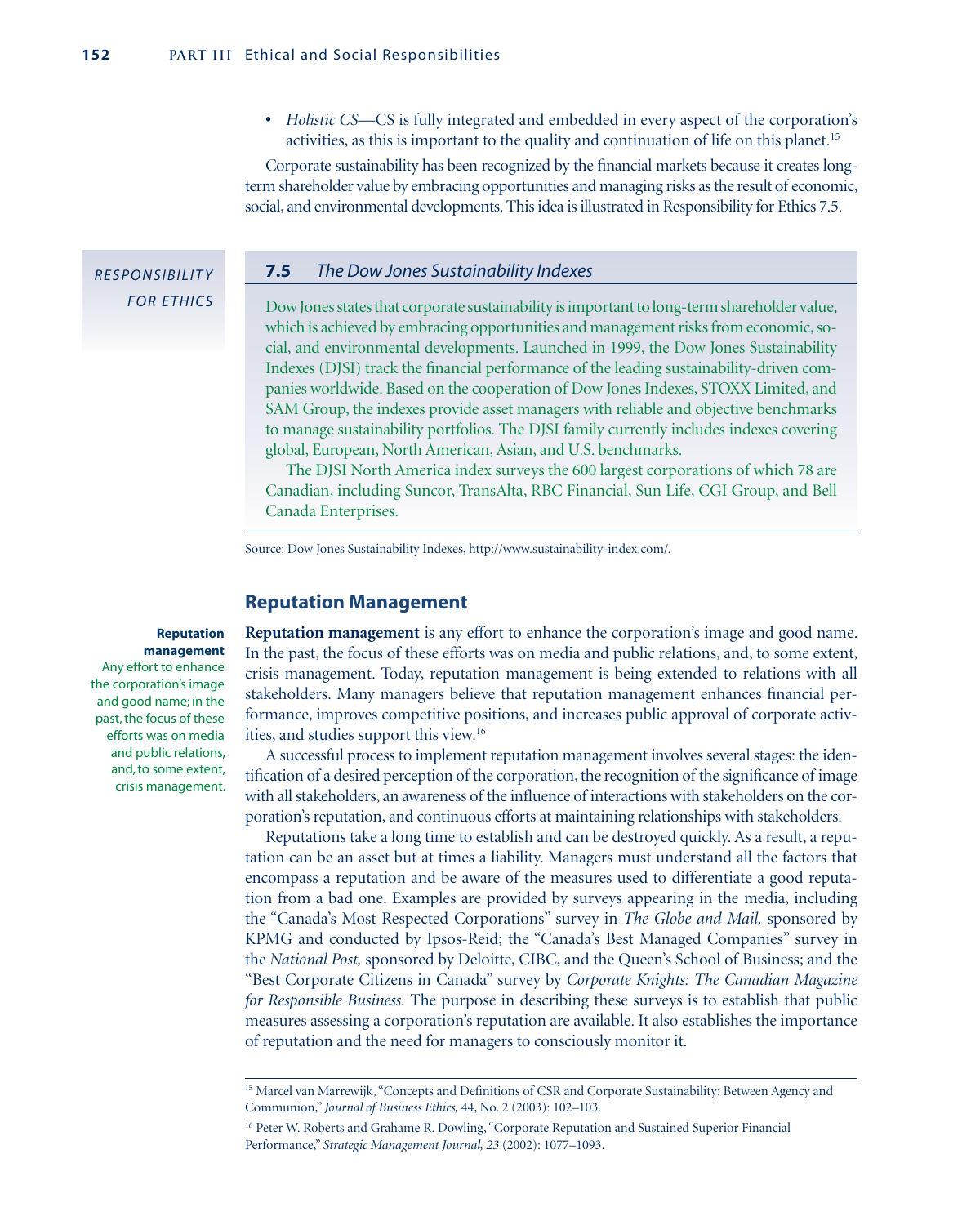- *Holistic CS*—CS is fully integrated and embedded in every aspect of the corporation's activities, as this is important to the quality and continuation of life on this planet.[15]

Corporate sustainability has been recognized by the financial markets because it creates long-term shareholder value by embracing opportunities and managing risks as the result of economic, social, and environmental developments. This idea is illustrated in Responsibility for Ethics 7.5.

*RESPONSIBILITY FOR ETHICS*

### 7.5 *The Dow Jones Sustainability Indexes*

Dow Jones states that corporate sustainability is important to long-term shareholder value, which is achieved by embracing opportunities and management risks from economic, social, and environmental developments. Launched in 1999, the Dow Jones Sustainability Indexes (DJSI) track the financial performance of the leading sustainability-driven companies worldwide. Based on the cooperation of Dow Jones Indexes, STOXX Limited, and SAM Group, the indexes provide asset managers with reliable and objective benchmarks to manage sustainability portfolios. The DJSI family currently includes indexes covering global, European, North American, Asian, and U.S. benchmarks.

The DJSI North America index surveys the 600 largest corporations of which 78 are Canadian, including Suncor, TransAlta, RBC Financial, Sun Life, CGI Group, and Bell Canada Enterprises.

Source: Dow Jones Sustainability Indexes, http://www.sustainability-index.com/.

## Reputation Management

**Reputation management** Any effort to enhance the corporation's image and good name; in the past, the focus of these efforts was on media and public relations, and, to some extent, crisis management.

**Reputation management** is any effort to enhance the corporation's image and good name. In the past, the focus of these efforts was on media and public relations, and, to some extent, crisis management. Today, reputation management is being extended to relations with all stakeholders. Many managers believe that reputation management enhances financial performance, improves competitive positions, and increases public approval of corporate activities, and studies support this view.[16]

A successful process to implement reputation management involves several stages: the identification of a desired perception of the corporation, the recognition of the significance of image with all stakeholders, an awareness of the influence of interactions with stakeholders on the corporation's reputation, and continuous efforts at maintaining relationships with stakeholders.

Reputations take a long time to establish and can be destroyed quickly. As a result, a reputation can be an asset but at times a liability. Managers must understand all the factors that encompass a reputation and be aware of the measures used to differentiate a good reputation from a bad one. Examples are provided by surveys appearing in the media, including the "Canada's Most Respected Corporations" survey in *The Globe and Mail,* sponsored by KPMG and conducted by Ipsos-Reid; the "Canada's Best Managed Companies" survey in the *National Post,* sponsored by Deloitte, CIBC, and the Queen's School of Business; and the "Best Corporate Citizens in Canada" survey by *Corporate Knights: The Canadian Magazine for Responsible Business.* The purpose in describing these surveys is to establish that public measures assessing a corporation's reputation are available. It also establishes the importance of reputation and the need for managers to consciously monitor it.

---

[15] Marcel van Marrewijk, "Concepts and Definitions of CSR and Corporate Sustainability: Between Agency and Communion," *Journal of Business Ethics,* 44, No. 2 (2003): 102–103.

[16] Peter W. Roberts and Grahame R. Dowling, "Corporate Reputation and Sustained Superior Financial Performance," *Strategic Management Journal, 23* (2002): 1077–1093.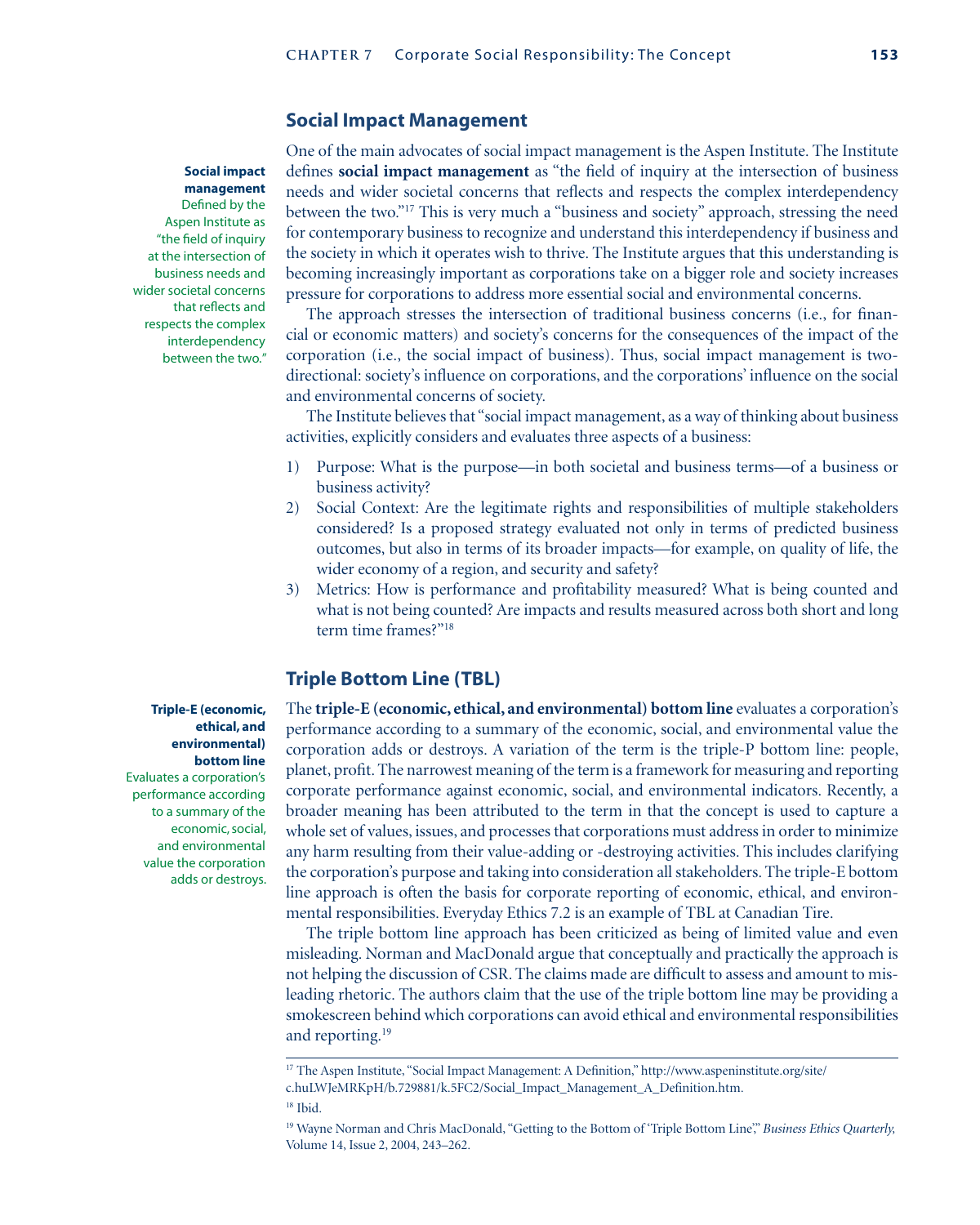## Social Impact Management

**Social impact management**
Defined by the Aspen Institute as "the field of inquiry at the intersection of business needs and wider societal concerns that reflects and respects the complex interdependency between the two."

One of the main advocates of social impact management is the Aspen Institute. The Institute defines **social impact management** as "the field of inquiry at the intersection of business needs and wider societal concerns that reflects and respects the complex interdependency between the two."[17] This is very much a "business and society" approach, stressing the need for contemporary business to recognize and understand this interdependency if business and the society in which it operates wish to thrive. The Institute argues that this understanding is becoming increasingly important as corporations take on a bigger role and society increases pressure for corporations to address more essential social and environmental concerns.

The approach stresses the intersection of traditional business concerns (i.e., for financial or economic matters) and society's concerns for the consequences of the impact of the corporation (i.e., the social impact of business). Thus, social impact management is two-directional: society's influence on corporations, and the corporations' influence on the social and environmental concerns of society.

The Institute believes that "social impact management, as a way of thinking about business activities, explicitly considers and evaluates three aspects of a business:

1) Purpose: What is the purpose—in both societal and business terms—of a business or business activity?
2) Social Context: Are the legitimate rights and responsibilities of multiple stakeholders considered? Is a proposed strategy evaluated not only in terms of predicted business outcomes, but also in terms of its broader impacts—for example, on quality of life, the wider economy of a region, and security and safety?
3) Metrics: How is performance and profitability measured? What is being counted and what is not being counted? Are impacts and results measured across both short and long term time frames?"[18]

## Triple Bottom Line (TBL)

**Triple-E (economic, ethical, and environmental) bottom line**
Evaluates a corporation's performance according to a summary of the economic, social, and environmental value the corporation adds or destroys.

The **triple-E (economic, ethical, and environmental) bottom line** evaluates a corporation's performance according to a summary of the economic, social, and environmental value the corporation adds or destroys. A variation of the term is the triple-P bottom line: people, planet, profit. The narrowest meaning of the term is a framework for measuring and reporting corporate performance against economic, social, and environmental indicators. Recently, a broader meaning has been attributed to the term in that the concept is used to capture a whole set of values, issues, and processes that corporations must address in order to minimize any harm resulting from their value-adding or -destroying activities. This includes clarifying the corporation's purpose and taking into consideration all stakeholders. The triple-E bottom line approach is often the basis for corporate reporting of economic, ethical, and environmental responsibilities. Everyday Ethics 7.2 is an example of TBL at Canadian Tire.

The triple bottom line approach has been criticized as being of limited value and even misleading. Norman and MacDonald argue that conceptually and practically the approach is not helping the discussion of CSR. The claims made are difficult to assess and amount to misleading rhetoric. The authors claim that the use of the triple bottom line may be providing a smokescreen behind which corporations can avoid ethical and environmental responsibilities and reporting.[19]

---

[17] The Aspen Institute, "Social Impact Management: A Definition," http://www.aspeninstitute.org/site/c.huLWJeMRKpH/b.729881/k.5FC2/Social_Impact_Management_A_Definition.htm.

[18] Ibid.

[19] Wayne Norman and Chris MacDonald, "Getting to the Bottom of 'Triple Bottom Line'," *Business Ethics Quarterly,* Volume 14, Issue 2, 2004, 243–262.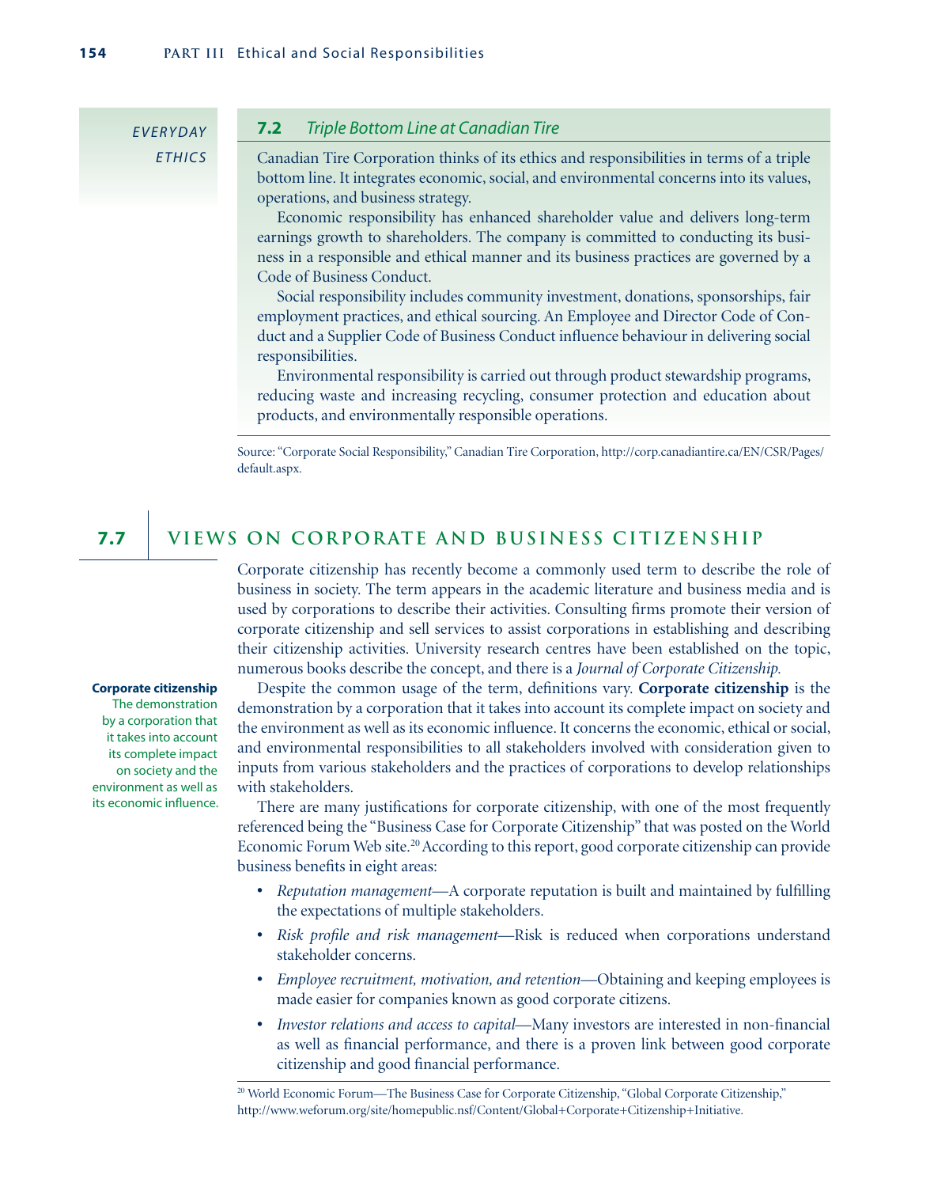EVERYDAY ETHICS

### 7.2 *Triple Bottom Line at Canadian Tire*

Canadian Tire Corporation thinks of its ethics and responsibilities in terms of a triple bottom line. It integrates economic, social, and environmental concerns into its values, operations, and business strategy.

Economic responsibility has enhanced shareholder value and delivers long-term earnings growth to shareholders. The company is committed to conducting its business in a responsible and ethical manner and its business practices are governed by a Code of Business Conduct.

Social responsibility includes community investment, donations, sponsorships, fair employment practices, and ethical sourcing. An Employee and Director Code of Conduct and a Supplier Code of Business Conduct influence behaviour in delivering social responsibilities.

Environmental responsibility is carried out through product stewardship programs, reducing waste and increasing recycling, consumer protection and education about products, and environmentally responsible operations.

Source: "Corporate Social Responsibility," Canadian Tire Corporation, http://corp.canadiantire.ca/EN/CSR/Pages/default.aspx.

## 7.7 VIEWS ON CORPORATE AND BUSINESS CITIZENSHIP

Corporate citizenship has recently become a commonly used term to describe the role of business in society. The term appears in the academic literature and business media and is used by corporations to describe their activities. Consulting firms promote their version of corporate citizenship and sell services to assist corporations in establishing and describing their citizenship activities. University research centres have been established on the topic, numerous books describe the concept, and there is a *Journal of Corporate Citizenship.*

**Corporate citizenship** The demonstration by a corporation that it takes into account its complete impact on society and the environment as well as its economic influence.

Despite the common usage of the term, definitions vary. **Corporate citizenship** is the demonstration by a corporation that it takes into account its complete impact on society and the environment as well as its economic influence. It concerns the economic, ethical or social, and environmental responsibilities to all stakeholders involved with consideration given to inputs from various stakeholders and the practices of corporations to develop relationships with stakeholders.

There are many justifications for corporate citizenship, with one of the most frequently referenced being the "Business Case for Corporate Citizenship" that was posted on the World Economic Forum Web site.[20] According to this report, good corporate citizenship can provide business benefits in eight areas:

- *Reputation management*—A corporate reputation is built and maintained by fulfilling the expectations of multiple stakeholders.
- *Risk profile and risk management*—Risk is reduced when corporations understand stakeholder concerns.
- *Employee recruitment, motivation, and retention*—Obtaining and keeping employees is made easier for companies known as good corporate citizens.
- *Investor relations and access to capital*—Many investors are interested in non-financial as well as financial performance, and there is a proven link between good corporate citizenship and good financial performance.

[20] World Economic Forum—The Business Case for Corporate Citizenship, "Global Corporate Citizenship," http://www.weforum.org/site/homepublic.nsf/Content/Global+Corporate+Citizenship+Initiative.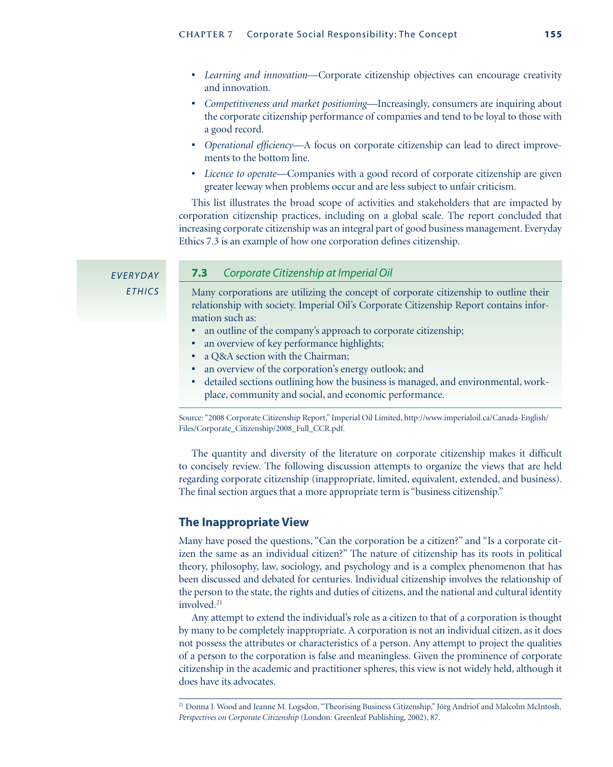- *Learning and innovation*—Corporate citizenship objectives can encourage creativity and innovation.
- *Competitiveness and market positioning*—Increasingly, consumers are inquiring about the corporate citizenship performance of companies and tend to be loyal to those with a good record.
- *Operational efficiency*—A focus on corporate citizenship can lead to direct improvements to the bottom line.
- *Licence to operate*—Companies with a good record of corporate citizenship are given greater leeway when problems occur and are less subject to unfair criticism.

This list illustrates the broad scope of activities and stakeholders that are impacted by corporation citizenship practices, including on a global scale. The report concluded that increasing corporate citizenship was an integral part of good business management. Everyday Ethics 7.3 is an example of how one corporation defines citizenship.

*EVERYDAY ETHICS*

**7.3** *Corporate Citizenship at Imperial Oil*

Many corporations are utilizing the concept of corporate citizenship to outline their relationship with society. Imperial Oil's Corporate Citizenship Report contains information such as:

- an outline of the company's approach to corporate citizenship;
- an overview of key performance highlights;
- a Q&A section with the Chairman;
- an overview of the corporation's energy outlook; and
- detailed sections outlining how the business is managed, and environmental, workplace, community and social, and economic performance.

Source: "2008 Corporate Citizenship Report," Imperial Oil Limited, http://www.imperialoil.ca/Canada-English/Files/Corporate_Citizenship/2008_Full_CCR.pdf.

The quantity and diversity of the literature on corporate citizenship makes it difficult to concisely review. The following discussion attempts to organize the views that are held regarding corporate citizenship (inappropriate, limited, equivalent, extended, and business). The final section argues that a more appropriate term is "business citizenship."

## The Inappropriate View

Many have posed the questions, "Can the corporation be a citizen?" and "Is a corporate citizen the same as an individual citizen?" The nature of citizenship has its roots in political theory, philosophy, law, sociology, and psychology and is a complex phenomenon that has been discussed and debated for centuries. Individual citizenship involves the relationship of the person to the state, the rights and duties of citizens, and the national and cultural identity involved.[21]

Any attempt to extend the individual's role as a citizen to that of a corporation is thought by many to be completely inappropriate. A corporation is not an individual citizen, as it does not possess the attributes or characteristics of a person. Any attempt to project the qualities of a person to the corporation is false and meaningless. Given the prominence of corporate citizenship in the academic and practitioner spheres, this view is not widely held, although it does have its advocates.

[21] Donna J. Wood and Jeanne M. Logsdon, "Theorising Business Citizenship," Jörg Andriof and Malcolm McIntosh, *Perspectives on Corporate Citizenship* (London: Greenleaf Publishing, 2002), 87.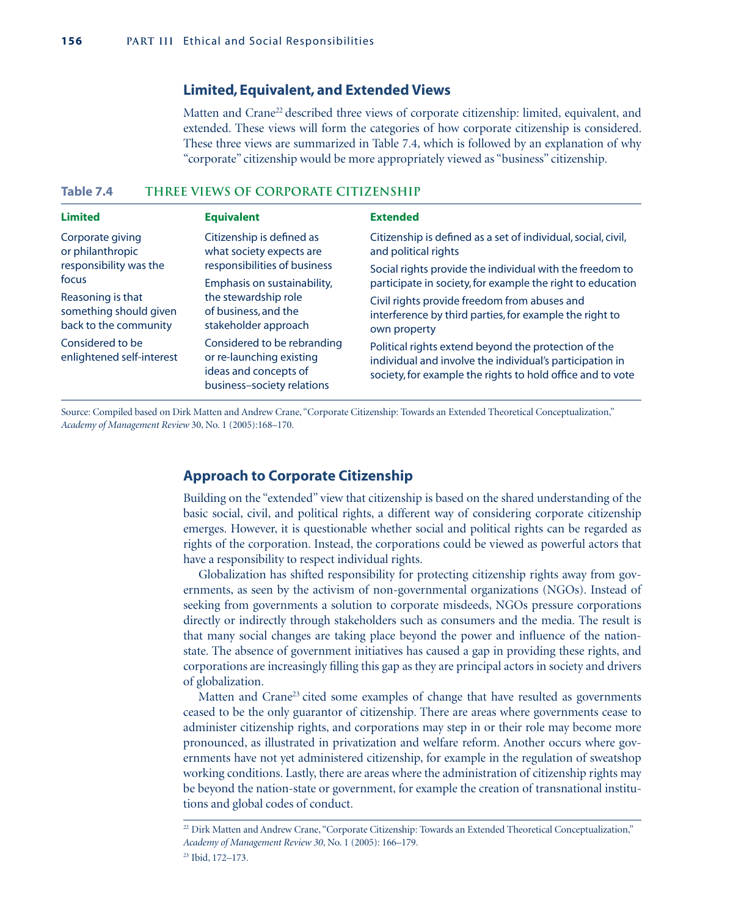## Limited, Equivalent, and Extended Views

Matten and Crane[22] described three views of corporate citizenship: limited, equivalent, and extended. These views will form the categories of how corporate citizenship is considered. These three views are summarized in Table 7.4, which is followed by an explanation of why "corporate" citizenship would be more appropriately viewed as "business" citizenship.

**Table 7.4 THREE VIEWS OF CORPORATE CITIZENSHIP**

| Limited | Equivalent | Extended |
|---|---|---|
| Corporate giving or philanthropic responsibility was the focus | Citizenship is defined as what society expects are responsibilities of business | Citizenship is defined as a set of individual, social, civil, and political rights |
| Reasoning is that something should given back to the community | Emphasis on sustainability, the stewardship role of business, and the stakeholder approach | Social rights provide the individual with the freedom to participate in society, for example the right to education |
| Considered to be enlightened self-interest | Considered to be rebranding or re-launching existing ideas and concepts of business–society relations | Civil rights provide freedom from abuses and interference by third parties, for example the right to own property |
| | | Political rights extend beyond the protection of the individual and involve the individual's participation in society, for example the rights to hold office and to vote |

Source: Compiled based on Dirk Matten and Andrew Crane, "Corporate Citizenship: Towards an Extended Theoretical Conceptualization," *Academy of Management Review* 30, No. 1 (2005):168–170.

## Approach to Corporate Citizenship

Building on the "extended" view that citizenship is based on the shared understanding of the basic social, civil, and political rights, a different way of considering corporate citizenship emerges. However, it is questionable whether social and political rights can be regarded as rights of the corporation. Instead, the corporations could be viewed as powerful actors that have a responsibility to respect individual rights.

Globalization has shifted responsibility for protecting citizenship rights away from governments, as seen by the activism of non-governmental organizations (NGOs). Instead of seeking from governments a solution to corporate misdeeds, NGOs pressure corporations directly or indirectly through stakeholders such as consumers and the media. The result is that many social changes are taking place beyond the power and influence of the nation-state. The absence of government initiatives has caused a gap in providing these rights, and corporations are increasingly filling this gap as they are principal actors in society and drivers of globalization.

Matten and Crane[23] cited some examples of change that have resulted as governments ceased to be the only guarantor of citizenship. There are areas where governments cease to administer citizenship rights, and corporations may step in or their role may become more pronounced, as illustrated in privatization and welfare reform. Another occurs where governments have not yet administered citizenship, for example in the regulation of sweatshop working conditions. Lastly, there are areas where the administration of citizenship rights may be beyond the nation-state or government, for example the creation of transnational institutions and global codes of conduct.

---

[22] Dirk Matten and Andrew Crane, "Corporate Citizenship: Towards an Extended Theoretical Conceptualization," *Academy of Management Review 30*, No. 1 (2005): 166–179.

[23] Ibid, 172–173.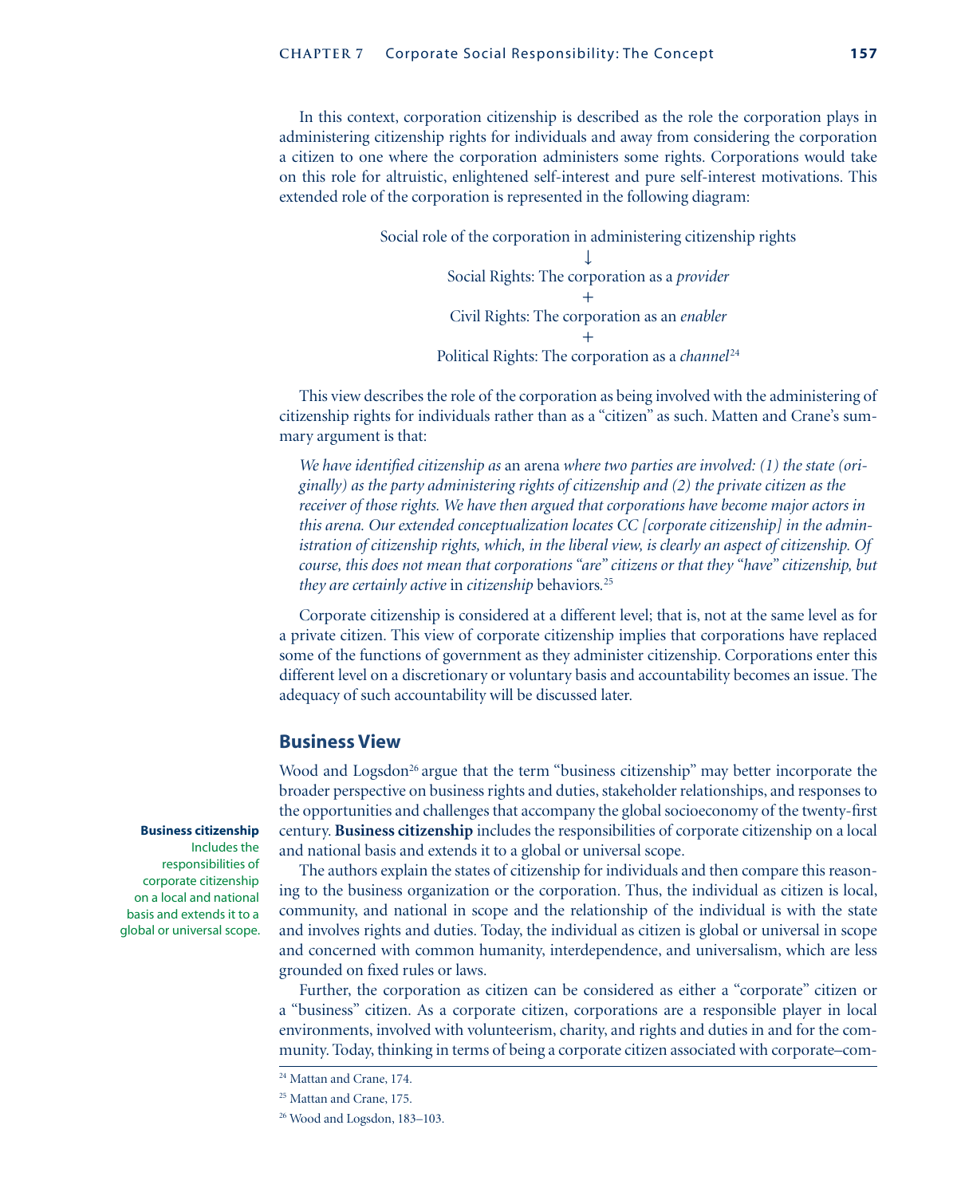In this context, corporation citizenship is described as the role the corporation plays in administering citizenship rights for individuals and away from considering the corporation a citizen to one where the corporation administers some rights. Corporations would take on this role for altruistic, enlightened self-interest and pure self-interest motivations. This extended role of the corporation is represented in the following diagram:

Social role of the corporation in administering citizenship rights
↓
Social Rights: The corporation as a *provider*
+
Civil Rights: The corporation as an *enabler*
+
Political Rights: The corporation as a *channel*[24]

This view describes the role of the corporation as being involved with the administering of citizenship rights for individuals rather than as a "citizen" as such. Matten and Crane's summary argument is that:

> *We have identified citizenship as* an arena *where two parties are involved: (1) the state (originally) as the party administering rights of citizenship and (2) the private citizen as the receiver of those rights. We have then argued that corporations have become major actors in this arena. Our extended conceptualization locates CC [corporate citizenship] in the administration of citizenship rights, which, in the liberal view, is clearly an aspect of citizenship. Of course, this does not mean that corporations "are" citizens or that they "have" citizenship, but they are certainly active* in *citizenship* behaviors.[25]

Corporate citizenship is considered at a different level; that is, not at the same level as for a private citizen. This view of corporate citizenship implies that corporations have replaced some of the functions of government as they administer citizenship. Corporations enter this different level on a discretionary or voluntary basis and accountability becomes an issue. The adequacy of such accountability will be discussed later.

## Business View

Wood and Logsdon[26] argue that the term "business citizenship" may better incorporate the broader perspective on business rights and duties, stakeholder relationships, and responses to the opportunities and challenges that accompany the global socioeconomy of the twenty-first century. **Business citizenship** includes the responsibilities of corporate citizenship on a local and national basis and extends it to a global or universal scope.

**Business citizenship** Includes the responsibilities of corporate citizenship on a local and national basis and extends it to a global or universal scope.

The authors explain the states of citizenship for individuals and then compare this reasoning to the business organization or the corporation. Thus, the individual as citizen is local, community, and national in scope and the relationship of the individual is with the state and involves rights and duties. Today, the individual as citizen is global or universal in scope and concerned with common humanity, interdependence, and universalism, which are less grounded on fixed rules or laws.

Further, the corporation as citizen can be considered as either a "corporate" citizen or a "business" citizen. As a corporate citizen, corporations are a responsible player in local environments, involved with volunteerism, charity, and rights and duties in and for the community. Today, thinking in terms of being a corporate citizen associated with corporate–com-

---

[24] Mattan and Crane, 174.

[25] Mattan and Crane, 175.

[26] Wood and Logsdon, 183–103.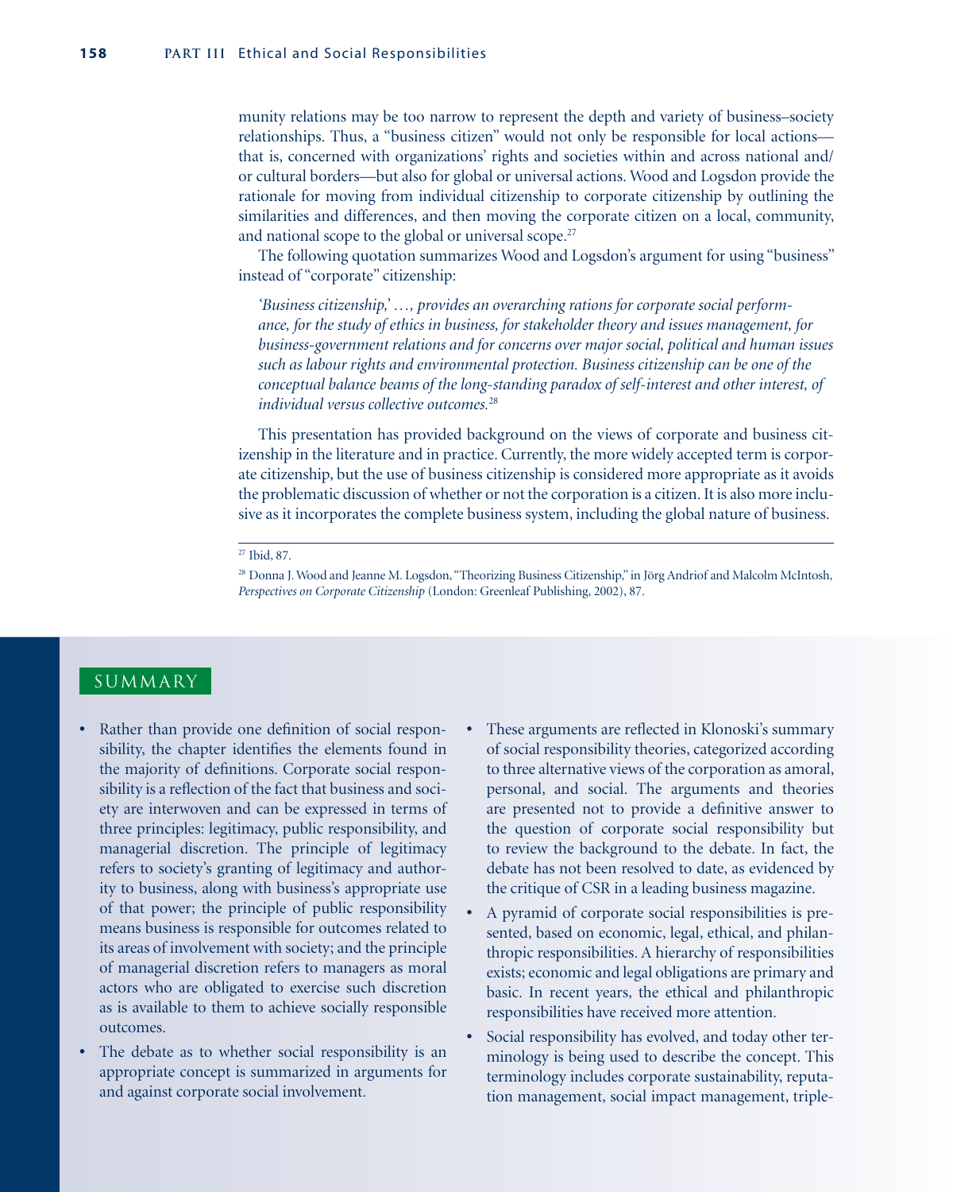munity relations may be too narrow to represent the depth and variety of business–society relationships. Thus, a "business citizen" would not only be responsible for local actions—that is, concerned with organizations' rights and societies within and across national and/or cultural borders—but also for global or universal actions. Wood and Logsdon provide the rationale for moving from individual citizenship to corporate citizenship by outlining the similarities and differences, and then moving the corporate citizen on a local, community, and national scope to the global or universal scope.[27]

The following quotation summarizes Wood and Logsdon's argument for using "business" instead of "corporate" citizenship:

> *'Business citizenship,' …, provides an overarching rations for corporate social performance, for the study of ethics in business, for stakeholder theory and issues management, for business-government relations and for concerns over major social, political and human issues such as labour rights and environmental protection. Business citizenship can be one of the conceptual balance beams of the long-standing paradox of self-interest and other interest, of individual versus collective outcomes.*[28]

This presentation has provided background on the views of corporate and business citizenship in the literature and in practice. Currently, the more widely accepted term is corporate citizenship, but the use of business citizenship is considered more appropriate as it avoids the problematic discussion of whether or not the corporation is a citizen. It is also more inclusive as it incorporates the complete business system, including the global nature of business.

---

[27] Ibid, 87.

[28] Donna J. Wood and Jeanne M. Logsdon, "Theorizing Business Citizenship," in Jörg Andriof and Malcolm McIntosh, *Perspectives on Corporate Citizenship* (London: Greenleaf Publishing, 2002), 87.

## SUMMARY

- Rather than provide one definition of social responsibility, the chapter identifies the elements found in the majority of definitions. Corporate social responsibility is a reflection of the fact that business and society are interwoven and can be expressed in terms of three principles: legitimacy, public responsibility, and managerial discretion. The principle of legitimacy refers to society's granting of legitimacy and authority to business, along with business's appropriate use of that power; the principle of public responsibility means business is responsible for outcomes related to its areas of involvement with society; and the principle of managerial discretion refers to managers as moral actors who are obligated to exercise such discretion as is available to them to achieve socially responsible outcomes.
- The debate as to whether social responsibility is an appropriate concept is summarized in arguments for and against corporate social involvement.
- These arguments are reflected in Klonoski's summary of social responsibility theories, categorized according to three alternative views of the corporation as amoral, personal, and social. The arguments and theories are presented not to provide a definitive answer to the question of corporate social responsibility but to review the background to the debate. In fact, the debate has not been resolved to date, as evidenced by the critique of CSR in a leading business magazine.
- A pyramid of corporate social responsibilities is presented, based on economic, legal, ethical, and philanthropic responsibilities. A hierarchy of responsibilities exists; economic and legal obligations are primary and basic. In recent years, the ethical and philanthropic responsibilities have received more attention.
- Social responsibility has evolved, and today other terminology is being used to describe the concept. This terminology includes corporate sustainability, reputation management, social impact management, triple-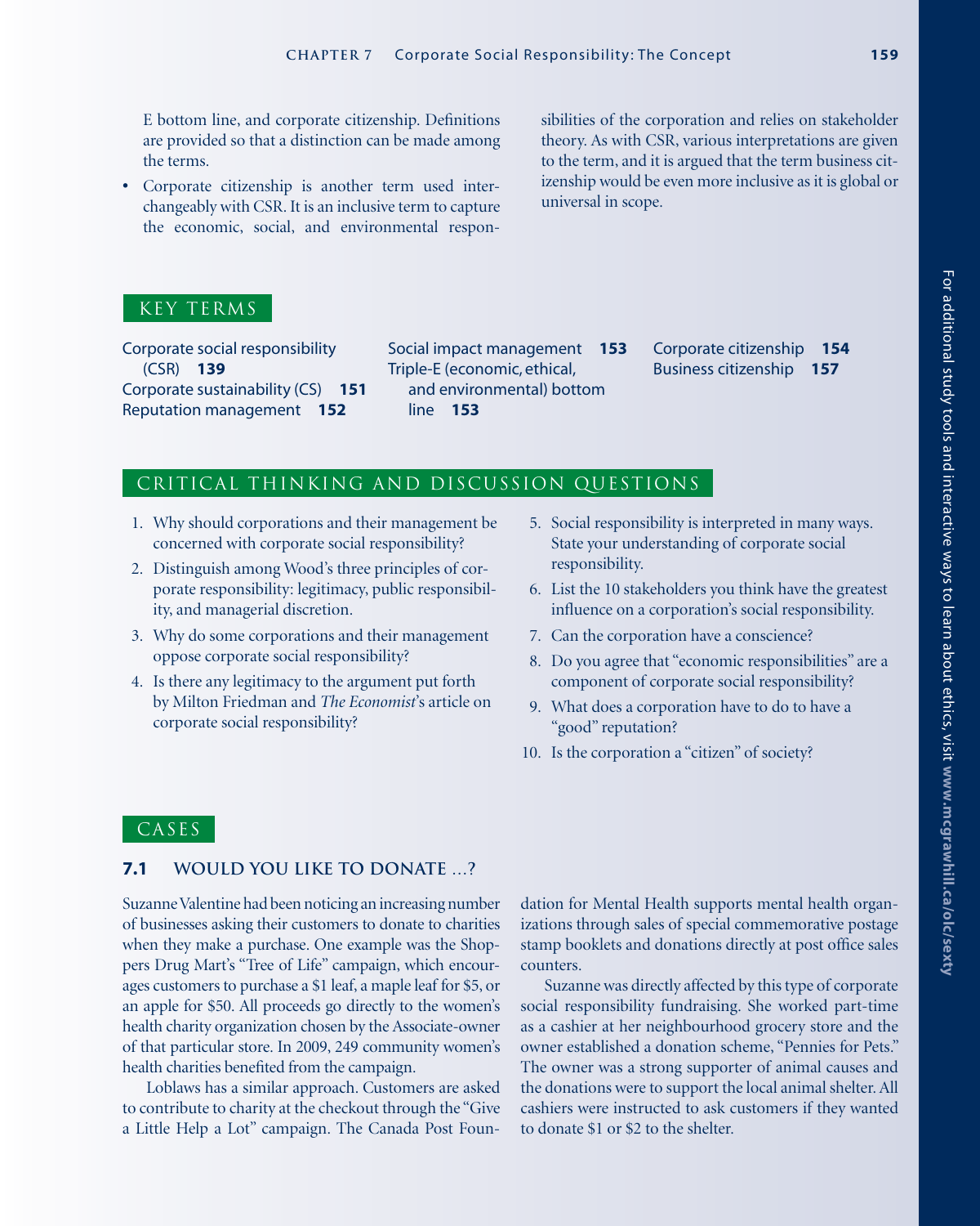E bottom line, and corporate citizenship. Definitions are provided so that a distinction can be made among the terms.

- Corporate citizenship is another term used interchangeably with CSR. It is an inclusive term to capture the economic, social, and environmental responsibilities of the corporation and relies on stakeholder theory. As with CSR, various interpretations are given to the term, and it is argued that the term business citizenship would be even more inclusive as it is global or universal in scope.

## KEY TERMS

Corporate social responsibility (CSR) **139**
Corporate sustainability (CS) **151**
Reputation management **152**
Social impact management **153**
Triple-E (economic, ethical, and environmental) bottom line **153**
Corporate citizenship **154**
Business citizenship **157**

## CRITICAL THINKING AND DISCUSSION QUESTIONS

1. Why should corporations and their management be concerned with corporate social responsibility?
2. Distinguish among Wood's three principles of corporate responsibility: legitimacy, public responsibility, and managerial discretion.
3. Why do some corporations and their management oppose corporate social responsibility?
4. Is there any legitimacy to the argument put forth by Milton Friedman and *The Economist*'s article on corporate social responsibility?
5. Social responsibility is interpreted in many ways. State your understanding of corporate social responsibility.
6. List the 10 stakeholders you think have the greatest influence on a corporation's social responsibility.
7. Can the corporation have a conscience?
8. Do you agree that "economic responsibilities" are a component of corporate social responsibility?
9. What does a corporation have to do to have a "good" reputation?
10. Is the corporation a "citizen" of society?

## CASES

### 7.1 WOULD YOU LIKE TO DONATE ...?

Suzanne Valentine had been noticing an increasing number of businesses asking their customers to donate to charities when they make a purchase. One example was the Shoppers Drug Mart's "Tree of Life" campaign, which encourages customers to purchase a $1 leaf, a maple leaf for $5, or an apple for $50. All proceeds go directly to the women's health charity organization chosen by the Associate-owner of that particular store. In 2009, 249 community women's health charities benefited from the campaign.

Loblaws has a similar approach. Customers are asked to contribute to charity at the checkout through the "Give a Little Help a Lot" campaign. The Canada Post Foundation for Mental Health supports mental health organizations through sales of special commemorative postage stamp booklets and donations directly at post office sales counters.

Suzanne was directly affected by this type of corporate social responsibility fundraising. She worked part-time as a cashier at her neighbourhood grocery store and the owner established a donation scheme, "Pennies for Pets." The owner was a strong supporter of animal causes and the donations were to support the local animal shelter. All cashiers were instructed to ask customers if they wanted to donate $1 or $2 to the shelter.

For additional study tools and interactive ways to learn about ethics, visit **www.mcgrawhill.ca/olc/sexty**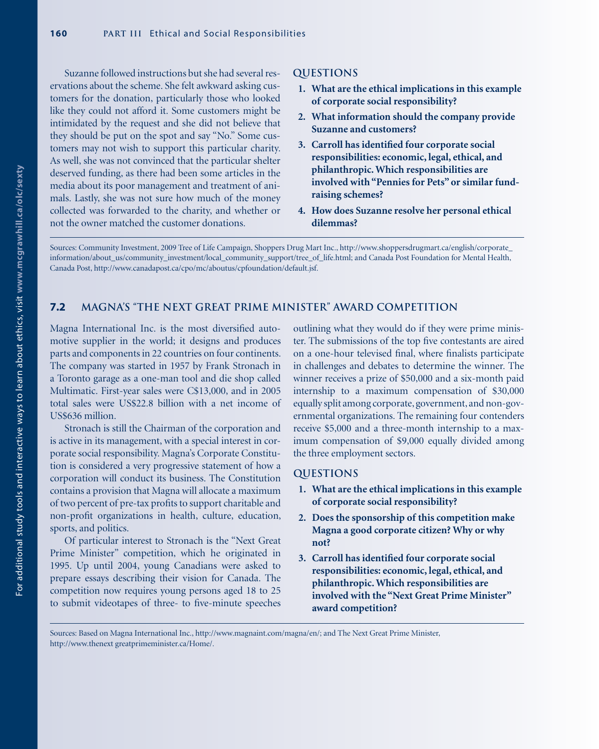Suzanne followed instructions but she had several reservations about the scheme. She felt awkward asking customers for the donation, particularly those who looked like they could not afford it. Some customers might be intimidated by the request and she did not believe that they should be put on the spot and say "No." Some customers may not wish to support this particular charity. As well, she was not convinced that the particular shelter deserved funding, as there had been some articles in the media about its poor management and treatment of animals. Lastly, she was not sure how much of the money collected was forwarded to the charity, and whether or not the owner matched the customer donations.

### QUESTIONS

1. **What are the ethical implications in this example of corporate social responsibility?**
2. **What information should the company provide Suzanne and customers?**
3. **Carroll has identified four corporate social responsibilities: economic, legal, ethical, and philanthropic. Which responsibilities are involved with "Pennies for Pets" or similar fund-raising schemes?**
4. **How does Suzanne resolve her personal ethical dilemmas?**

Sources: Community Investment, 2009 Tree of Life Campaign, Shoppers Drug Mart Inc., http://www.shoppersdrugmart.ca/english/corporate_information/about_us/community_investment/local_community_support/tree_of_life.html; and Canada Post Foundation for Mental Health, Canada Post, http://www.canadapost.ca/cpo/mc/aboutus/cpfoundation/default.jsf.

## 7.2 MAGNA'S "THE NEXT GREAT PRIME MINISTER" AWARD COMPETITION

Magna International Inc. is the most diversified automotive supplier in the world; it designs and produces parts and components in 22 countries on four continents. The company was started in 1957 by Frank Stronach in a Toronto garage as a one-man tool and die shop called Multimatic. First-year sales were C$13,000, and in 2005 total sales were US$22.8 billion with a net income of US$636 million.

Stronach is still the Chairman of the corporation and is active in its management, with a special interest in corporate social responsibility. Magna's Corporate Constitution is considered a very progressive statement of how a corporation will conduct its business. The Constitution contains a provision that Magna will allocate a maximum of two percent of pre-tax profits to support charitable and non-profit organizations in health, culture, education, sports, and politics.

Of particular interest to Stronach is the "Next Great Prime Minister" competition, which he originated in 1995. Up until 2004, young Canadians were asked to prepare essays describing their vision for Canada. The competition now requires young persons aged 18 to 25 to submit videotapes of three- to five-minute speeches outlining what they would do if they were prime minister. The submissions of the top five contestants are aired on a one-hour televised final, where finalists participate in challenges and debates to determine the winner. The winner receives a prize of $50,000 and a six-month paid internship to a maximum compensation of $30,000 equally split among corporate, government, and non-governmental organizations. The remaining four contenders receive $5,000 and a three-month internship to a maximum compensation of $9,000 equally divided among the three employment sectors.

### QUESTIONS

1. **What are the ethical implications in this example of corporate social responsibility?**
2. **Does the sponsorship of this competition make Magna a good corporate citizen? Why or why not?**
3. **Carroll has identified four corporate social responsibilities: economic, legal, ethical, and philanthropic. Which responsibilities are involved with the "Next Great Prime Minister" award competition?**

Sources: Based on Magna International Inc., http://www.magnaint.com/magna/en/; and The Next Great Prime Minister, http://www.thenext greatprimeminister.ca/Home/.